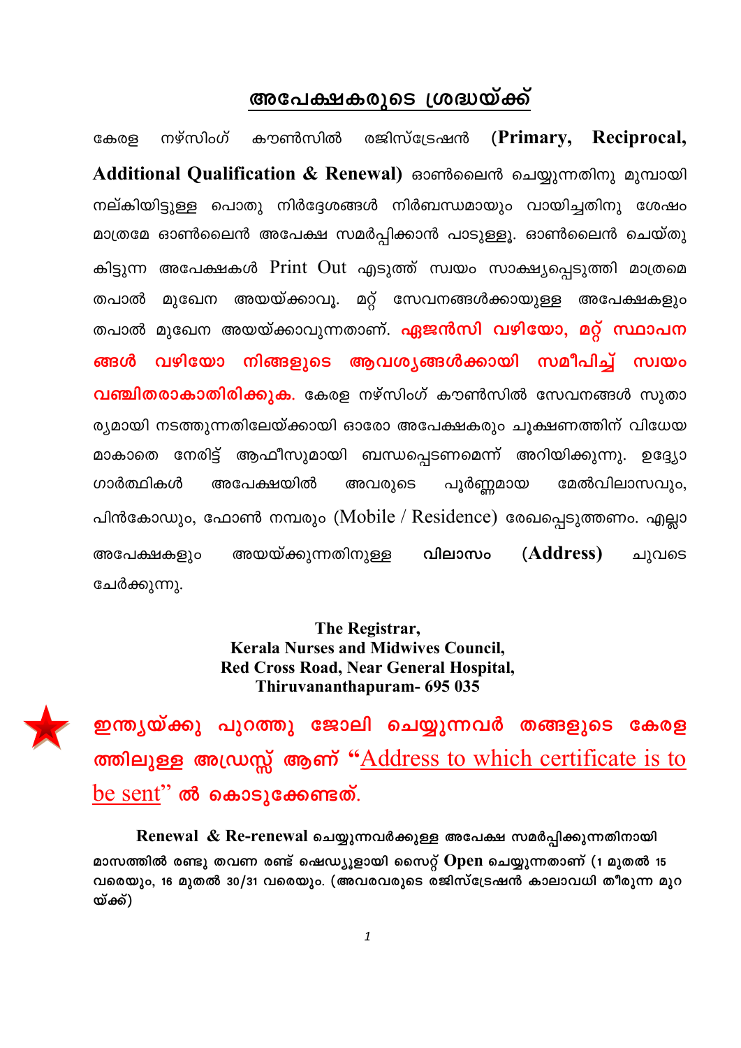## അപേക്ഷകരുടെ ശ്രദ്ധയ്ക്ക്

കേരള നഴ്സിംഗ് കൗൺസിൽ രജിസ്ട്രേഷൻ **(Primary, Reciprocal, Additional Qualification & Renewal)** ഓൺലൈൻ ചെയ്യുന്നതിനു മുമ്പായി നല്കിയിട്ടുള്ള പൊതു നിർദ്ദേശങ്ങൾ നിർബന്ധമായും വായിച്ചതിനു ശേഷം മാത്രമേ ഓൺലൈൻ അപേക്ഷ സമർപ്പിക്കാൻ പാടുള്ളൂ. ഓൺലൈൻ ചെയ്തു കിട്ടുന്ന അപേക്ഷകൾ Print Out എടുത്ത് സ്വയം സാക്ഷ്യപ്പെടുത്തി മാത്രമെ തപാൽ മുഖേന അയയ്ക്കാവൂ. മറ്റ് സേവനങ്ങൾക്കായുള്ള അപേക്ഷകളും തപാൽ മുഖേന അയയ്ക്കാവുന്നതാണ്. **ഏജൻസി വഴിയോ, മറ്റ് സ്ഥാപനങ്ങൾ വഴിയോ നിങ്ങളുടെ ആവശ്യങ്ങൾക്കായി സമീപിച്ച് സ്വയം വഞ്ചിതരാകാതിരിക്കുക.** കേരള നഴ്സിംഗ് കൗൺസിൽ സേവനങ്ങൾ സുതാര്യമായി നടത്തുന്നതിലേയ്ക്കായി ഓരോ അപേക്ഷകരും ചൂഷണത്തിന് വിധേയമാകാതെ നേരിട്ട് ആഫീസുമായി ബന്ധപ്പെടണമെന്ന് അറിയിക്കുന്നു. ഉദ്യോഗാർത്ഥികൾ അപേക്ഷയിൽ അവരുടെ പൂർണ്ണമായ മേൽവിലാസവും, പിൻകോഡും, ഫോൺ നമ്പരും (Mobile / Residence) രേഖപ്പെടുത്തണം. എല്ലാ അപേക്ഷകളും അയയ്ക്കുന്നതിനുള്ള **വിലാസം (Address)** ചുവടെ ചേർക്കുന്നു.

**The Registrar,**
**Kerala Nurses and Midwives Council,**
**Red Cross Road, Near General Hospital,**
**Thiruvananthapuram- 695 035**

**ഇന്ത്യയ്ക്കു പുറത്തു ജോലി ചെയ്യുന്നവർ തങ്ങളുടെ കേരളത്തിലുള്ള അഡ്രസ്സ് ആണ് "Address to which certificate is to be sent" ൽ കൊടുക്കേണ്ടത്.**

**Renewal & Re-renewal ചെയ്യുന്നവർക്കുള്ള അപേക്ഷ സമർപ്പിക്കുന്നതിനായി മാസത്തിൽ രണ്ടു തവണ രണ്ട് ഷെഡ്യൂളായി സൈറ്റ് Open ചെയ്യുന്നതാണ് (1 മുതൽ 15 വരെയും, 16 മുതൽ 30/31 വരെയും. (അവരവരുടെ രജിസ്ട്രേഷൻ കാലാവധി തീരുന്ന മുറയ്ക്ക്)**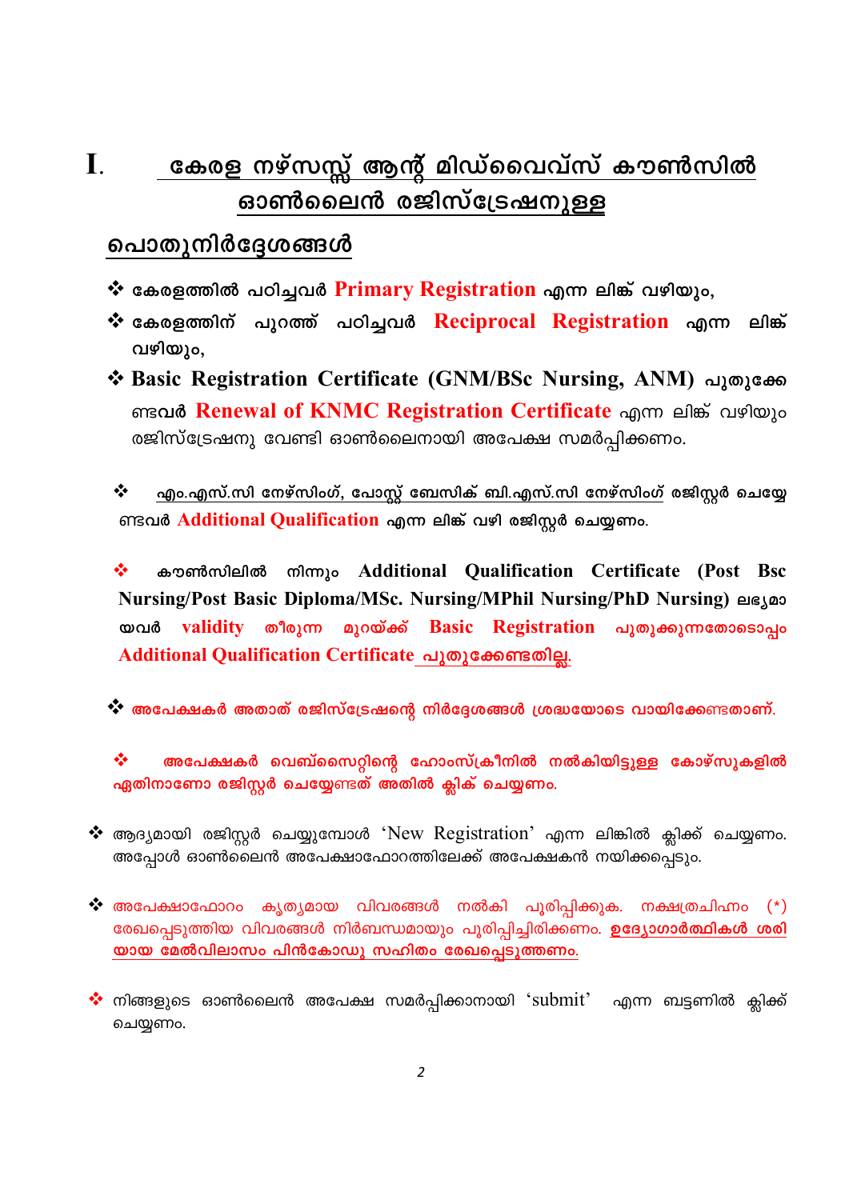# I. കേരള നഴ്സസ്സ് ആന്റ് മിഡ്വൈവ്സ് കൗൺസിൽ ഓൺലൈൻ രജിസ്ട്രേഷനുള്ള

## പൊതുനിർദ്ദേശങ്ങൾ

- കേരളത്തിൽ പഠിച്ചവർ **Primary Registration** എന്ന ലിങ്ക് വഴിയും,
- കേരളത്തിന് പുറത്ത് പഠിച്ചവർ **Reciprocal Registration** എന്ന ലിങ്ക് വഴിയും,
- Basic Registration Certificate (GNM/BSc Nursing, ANM) പുതുക്കേണ്ടവർ **Renewal of KNMC Registration Certificate** എന്ന ലിങ്ക് വഴിയും രജിസ്ട്രേഷനു വേണ്ടി ഓൺലൈനായി അപേക്ഷ സമർപ്പിക്കണം.

- എം.എസ്.സി നേഴ്സിംഗ്, പോസ്റ്റ് ബേസിക് ബി.എസ്.സി നേഴ്സിംഗ് രജിസ്റ്റർ ചെയ്യേണ്ടവർ **Additional Qualification** എന്ന ലിങ്ക് വഴി രജിസ്റ്റർ ചെയ്യണം.

- കൗൺസിലിൽ നിന്നും Additional Qualification Certificate (Post Bsc Nursing/Post Basic Diploma/MSc. Nursing/MPhil Nursing/PhD Nursing) ലഭ്യമായവർ **validity തീരുന്ന മുറയ്ക്ക് Basic Registration പുതുക്കുന്നതോടൊപ്പം Additional Qualification Certificate പുതുക്കേണ്ടതില്ല.**

- **അപേക്ഷകർ അതാത് രജിസ്ട്രേഷന്റെ നിർദ്ദേശങ്ങൾ ശ്രദ്ധയോടെ വായിക്കേണ്ടതാണ്.**

- **അപേക്ഷകർ വെബ്സൈറ്റിന്റെ ഹോംസ്ക്രീനിൽ നൽകിയിട്ടുള്ള കോഴ്സുകളിൽ ഏതിനാണോ രജിസ്റ്റർ ചെയ്യേണ്ടത് അതിൽ ക്ലിക് ചെയ്യണം.**

- ആദ്യമായി രജിസ്റ്റർ ചെയ്യുമ്പോൾ 'New Registration' എന്ന ലിങ്കിൽ ക്ലിക്ക് ചെയ്യണം. അപ്പോൾ ഓൺലൈൻ അപേക്ഷാഫോറത്തിലേക്ക് അപേക്ഷകൻ നയിക്കപ്പെടും.

- അപേക്ഷാഫോറം കൃത്യമായ വിവരങ്ങൾ നൽകി പൂരിപ്പിക്കുക. നക്ഷത്രചിഹ്നം (*) രേഖപ്പെടുത്തിയ വിവരങ്ങൾ നിർബന്ധമായും പൂരിപ്പിച്ചിരിക്കണം. **ഉദ്യോഗാർത്ഥികൾ ശരിയായ മേൽവിലാസം പിൻകോഡു സഹിതം രേഖപ്പെടുത്തണം.**

- നിങ്ങളുടെ ഓൺലൈൻ അപേക്ഷ സമർപ്പിക്കാനായി 'submit' എന്ന ബട്ടണിൽ ക്ലിക്ക് ചെയ്യണം.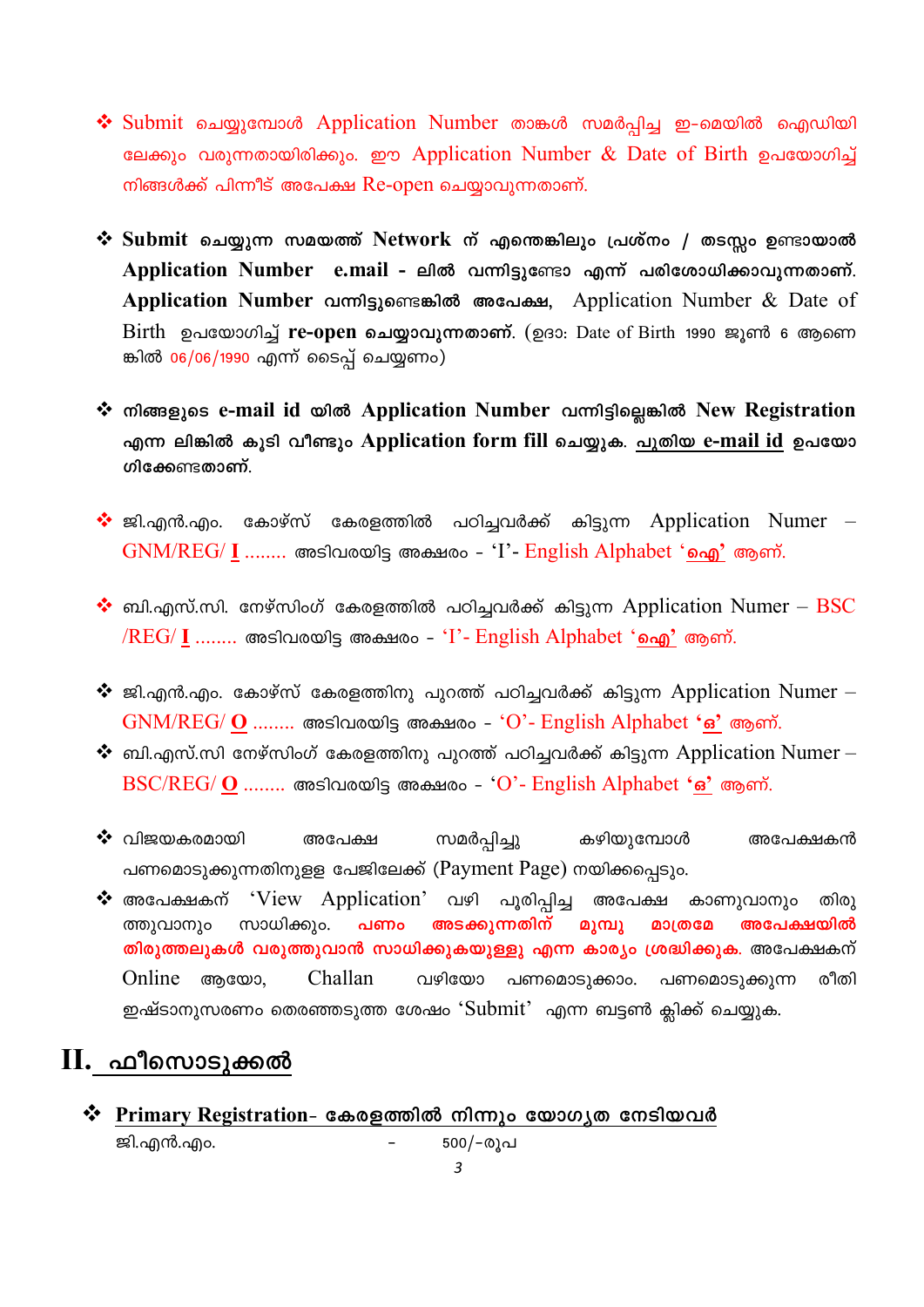- ❖ Submit ചെയ്യുമ്പോൾ Application Number താങ്കൾ സമർപ്പിച്ച ഇ-മെയിൽ ഐഡിയിലേക്കും വരുന്നതായിരിക്കും. ഈ Application Number & Date of Birth ഉപയോഗിച്ച് നിങ്ങൾക്ക് പിന്നീട് അപേക്ഷ Re-open ചെയ്യാവുന്നതാണ്.

- ❖ **Submit ചെയ്യുന്ന സമയത്ത് Network ന് എന്തെങ്കിലും പ്രശ്നം / തടസ്സം ഉണ്ടായാൽ Application Number e.mail - ലിൽ വന്നിട്ടുണ്ടോ എന്ന് പരിശോധിക്കാവുന്നതാണ്. Application Number വന്നിട്ടുണ്ടെങ്കിൽ അപേക്ഷ,** Application Number & Date of Birth ഉപയോഗിച്ച് **re-open ചെയ്യാവുന്നതാണ്.** (ഉദാ: Date of Birth 1990 ജൂൺ 6 ആണെങ്കിൽ 06/06/1990 എന്ന് ടൈപ്പ് ചെയ്യണം)

- ❖ **നിങ്ങളുടെ e-mail id യിൽ Application Number വന്നിട്ടില്ലെങ്കിൽ New Registration എന്ന ലിങ്കിൽ കൂടി വീണ്ടും Application form fill ചെയ്യുക. പുതിയ e-mail id ഉപയോഗിക്കേണ്ടതാണ്.**

- ❖ ജി.എൻ.എം. കോഴ്സ് കേരളത്തിൽ പഠിച്ചവർക്ക് കിട്ടുന്ന Application Numer – GNM/REG/ **I** ........ അടിവരയിട്ട അക്ഷരം - 'I'- English Alphabet '**ഐ**' ആണ്.

- ❖ ബി.എസ്.സി. നേഴ്സിംഗ് കേരളത്തിൽ പഠിച്ചവർക്ക് കിട്ടുന്ന Application Numer – BSC /REG/ **I** ........ അടിവരയിട്ട അക്ഷരം - 'I'- English Alphabet '**ഐ**' ആണ്.

- ❖ ജി.എൻ.എം. കോഴ്സ് കേരളത്തിനു പുറത്ത് പഠിച്ചവർക്ക് കിട്ടുന്ന Application Numer – GNM/REG/ **O** ........ അടിവരയിട്ട അക്ഷരം - 'O'- English Alphabet '**ഒ**' ആണ്.
- ❖ ബി.എസ്.സി നേഴ്സിംഗ് കേരളത്തിനു പുറത്ത് പഠിച്ചവർക്ക് കിട്ടുന്ന Application Numer – BSC/REG/ **O** ........ അടിവരയിട്ട അക്ഷരം - 'O'- English Alphabet '**ഒ**' ആണ്.

- ❖ വിജയകരമായി അപേക്ഷ സമർപ്പിച്ചു കഴിയുമ്പോൾ അപേക്ഷകൻ പണമൊടുക്കുന്നതിനുള്ള പേജിലേക്ക് (Payment Page) നയിക്കപ്പെടും.
- ❖ അപേക്ഷകന് 'View Application' വഴി പൂരിപ്പിച്ച അപേക്ഷ കാണുവാനും തിരുത്തുവാനും സാധിക്കും. **പണം അടക്കുന്നതിന് മുമ്പു മാത്രമേ അപേക്ഷയിൽ തിരുത്തലുകൾ വരുത്തുവാൻ സാധിക്കുകയുള്ളു എന്ന കാര്യം ശ്രദ്ധിക്കുക.** അപേക്ഷകന് Online ആയോ, Challan വഴിയോ പണമൊടുക്കാം. പണമൊടുക്കുന്ന രീതി ഇഷ്ടാനുസരണം തെരഞ്ഞെടുത്ത ശേഷം 'Submit' എന്ന ബട്ടൺ ക്ലിക്ക് ചെയ്യുക.

## II. ഫീസൊടുക്കൽ

❖ **Primary Registration- കേരളത്തിൽ നിന്നും യോഗ്യത നേടിയവർ**

ജി.എൻ.എം. - 500/-രൂപ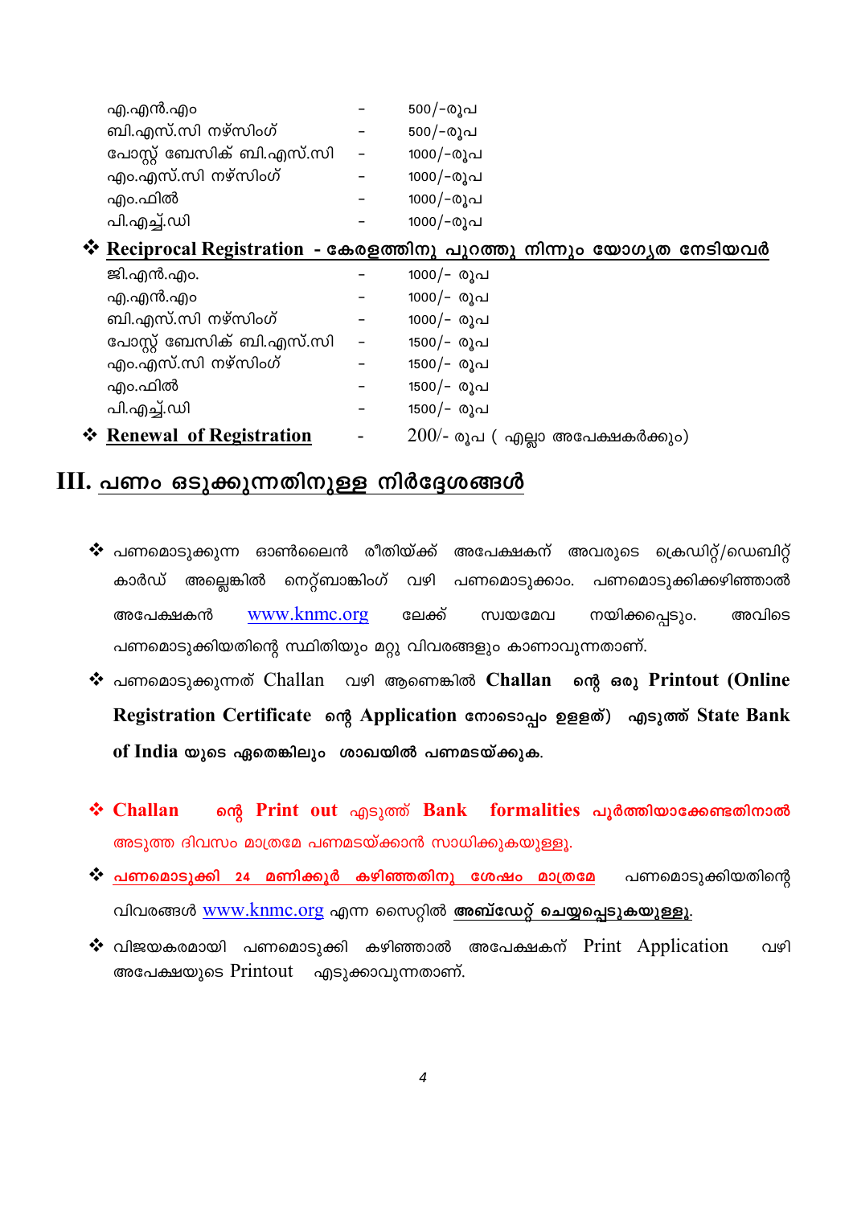| | | |
|---|---|---|
| എ.എൻ.എം | - | 500/-രൂപ |
| ബി.എസ്.സി നഴ്സിംഗ് | - | 500/-രൂപ |
| പോസ്റ്റ് ബേസിക് ബി.എസ്.സി | - | 1000/-രൂപ |
| എം.എസ്.സി നഴ്സിംഗ് | - | 1000/-രൂപ |
| എം.ഫിൽ | - | 1000/-രൂപ |
| പി.എച്ച്.ഡി | - | 1000/-രൂപ |

❖ **Reciprocal Registration - കേരളത്തിനു പുറത്തു നിന്നും യോഗ്യത നേടിയവർ**

| | | |
|---|---|---|
| ജി.എൻ.എം. | - | 1000/- രൂപ |
| എ.എൻ.എം | - | 1000/- രൂപ |
| ബി.എസ്.സി നഴ്സിംഗ് | - | 1000/- രൂപ |
| പോസ്റ്റ് ബേസിക് ബി.എസ്.സി | - | 1500/- രൂപ |
| എം.എസ്.സി നഴ്സിംഗ് | - | 1500/- രൂപ |
| എം.ഫിൽ | - | 1500/- രൂപ |
| പി.എച്ച്.ഡി | - | 1500/- രൂപ |

❖ **Renewal of Registration** - 200/- രൂപ ( എല്ലാ അപേക്ഷകർക്കും)

## III. പണം ഒടുക്കുന്നതിനുള്ള നിർദ്ദേശങ്ങൾ

❖ പണമൊടുക്കുന്ന ഓൺലൈൻ രീതിയ്ക്ക് അപേക്ഷകന് അവരുടെ ക്രെഡിറ്റ്/ഡെബിറ്റ് കാർഡ് അല്ലെങ്കിൽ നെറ്റ്ബാങ്കിംഗ് വഴി പണമൊടുക്കാം. പണമൊടുക്കിക്കഴിഞ്ഞാൽ അപേക്ഷകൻ www.knmc.org ലേക്ക് സ്വയമേവ നയിക്കപ്പെടും. അവിടെ പണമൊടുക്കിയതിന്റെ സ്ഥിതിയും മറ്റു വിവരങ്ങളും കാണാവുന്നതാണ്.

❖ പണമൊടുക്കുന്നത് Challan വഴി ആണെങ്കിൽ **Challan ന്റെ ഒരു Printout (Online Registration Certificate ന്റെ Application നോടൊപ്പം ഉള്ളത്) എടുത്ത് State Bank of India യുടെ ഏതെങ്കിലും ശാഖയിൽ പണമടയ്ക്കുക.**

❖ **Challan ന്റെ Print out** എടുത്ത് **Bank formalities പൂർത്തിയാക്കേണ്ടതിനാൽ** അടുത്ത ദിവസം മാത്രമേ പണമടയ്ക്കാൻ സാധിക്കുകയുള്ളു.

❖ **പണമൊടുക്കി 24 മണിക്കൂർ കഴിഞ്ഞതിനു ശേഷം മാത്രമേ** പണമൊടുക്കിയതിന്റെ വിവരങ്ങൾ www.knmc.org എന്ന സൈറ്റിൽ **അബ്ഡേറ്റ് ചെയ്യപ്പെടുകയുള്ളു.**

❖ വിജയകരമായി പണമൊടുക്കി കഴിഞ്ഞാൽ അപേക്ഷകന് Print Application വഴി അപേക്ഷയുടെ Printout എടുക്കാവുന്നതാണ്.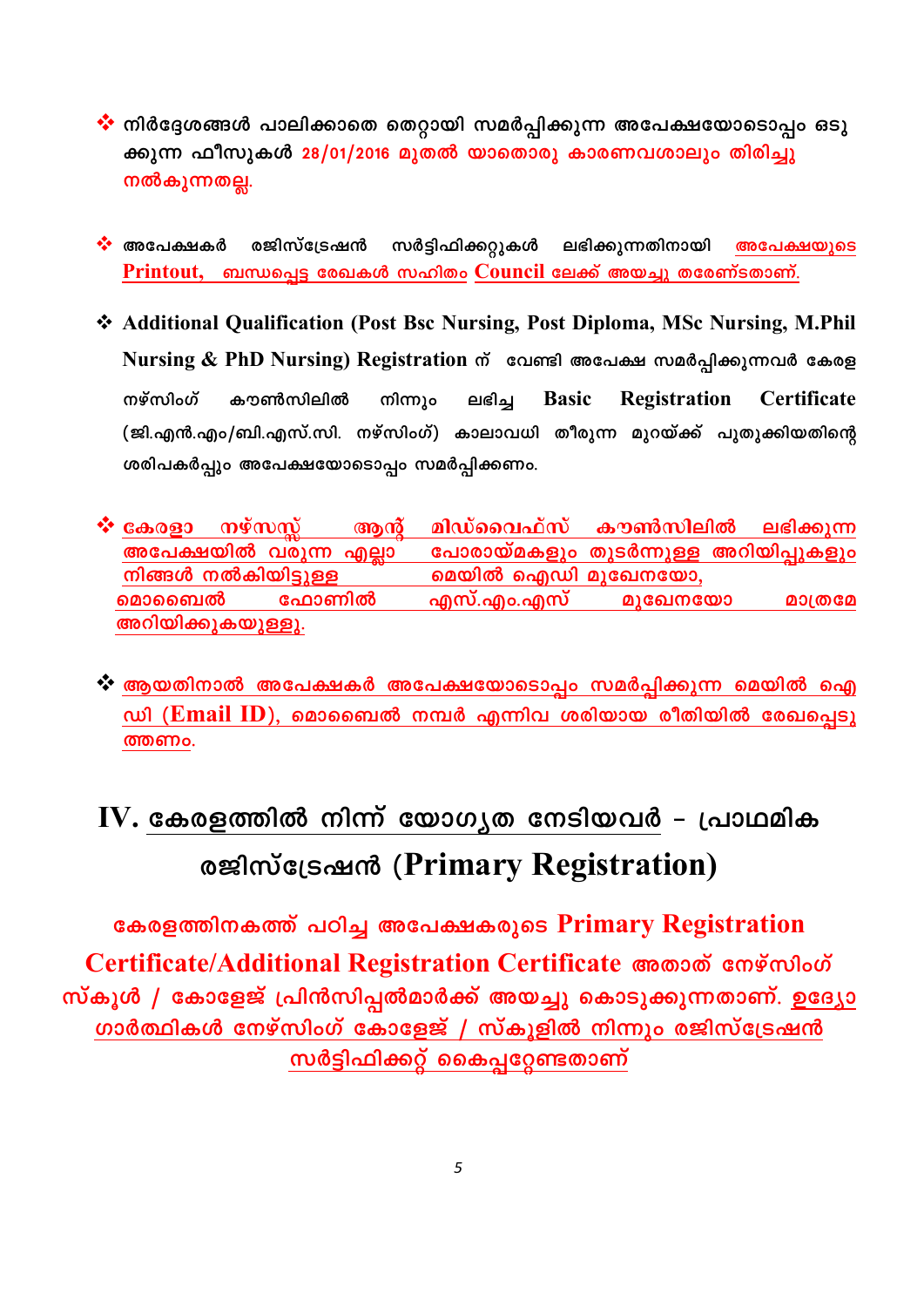- നിർദ്ദേശങ്ങൾ പാലിക്കാതെ തെറ്റായി സമർപ്പിക്കുന്ന അപേക്ഷയോടൊപ്പം ഒടുക്കുന്ന ഫീസുകൾ 28/01/2016 മുതൽ യാതൊരു കാരണവശാലും തിരിച്ചു നൽകുന്നതല്ല.

- അപേക്ഷകർ രജിസ്ട്രേഷൻ സർട്ടിഫിക്കറ്റുകൾ ലഭിക്കുന്നതിനായി അപേക്ഷയുടെ Printout, ബന്ധപ്പെട്ട രേഖകൾ സഹിതം Council ലേക്ക് അയച്ചു തരേണ്ടതാണ്.

- Additional Qualification (Post Bsc Nursing, Post Diploma, MSc Nursing, M.Phil Nursing & PhD Nursing) Registration ന് വേണ്ടി അപേക്ഷ സമർപ്പിക്കുന്നവർ കേരള നഴ്സിംഗ് കൗൺസിലിൽ നിന്നും ലഭിച്ച Basic Registration Certificate (ജി.എൻ.എം/ബി.എസ്.സി. നഴ്സിംഗ്) കാലാവധി തീരുന്ന മുറയ്ക്ക് പുതുക്കിയതിന്റെ ശരിപകർപ്പും അപേക്ഷയോടൊപ്പം സമർപ്പിക്കണം.

- കേരളാ നഴ്സസ് ആന്റ് മിഡ്വൈഫ്സ് കൗൺസിലിൽ ലഭിക്കുന്ന അപേക്ഷയിൽ വരുന്ന എല്ലാ പോരായ്മകളും തുടർന്നുള്ള അറിയിപ്പുകളും നിങ്ങൾ നൽകിയിട്ടുള്ള മെയിൽ ഐഡി മുഖേനയോ, മൊബൈൽ ഫോണിൽ എസ്.എം.എസ് മുഖേനയോ മാത്രമേ അറിയിക്കുകയുള്ളു.

- ആയതിനാൽ അപേക്ഷകർ അപേക്ഷയോടൊപ്പം സമർപ്പിക്കുന്ന മെയിൽ ഐഡി (Email ID), മൊബൈൽ നമ്പർ എന്നിവ ശരിയായ രീതിയിൽ രേഖപ്പെടുത്തണം.

## IV. കേരളത്തിൽ നിന്ന് യോഗ്യത നേടിയവർ – പ്രാഥമിക രജിസ്ട്രേഷൻ (Primary Registration)

**കേരളത്തിനകത്ത് പഠിച്ച അപേക്ഷകരുടെ Primary Registration Certificate/Additional Registration Certificate അതാത് നേഴ്സിംഗ് സ്കൂൾ / കോളേജ് പ്രിൻസിപ്പൽമാർക്ക് അയച്ചു കൊടുക്കുന്നതാണ്. ഉദ്യോഗാർത്ഥികൾ നേഴ്സിംഗ് കോളേജ് / സ്കൂളിൽ നിന്നും രജിസ്ട്രേഷൻ സർട്ടിഫിക്കറ്റ് കൈപ്പറ്റേണ്ടതാണ്**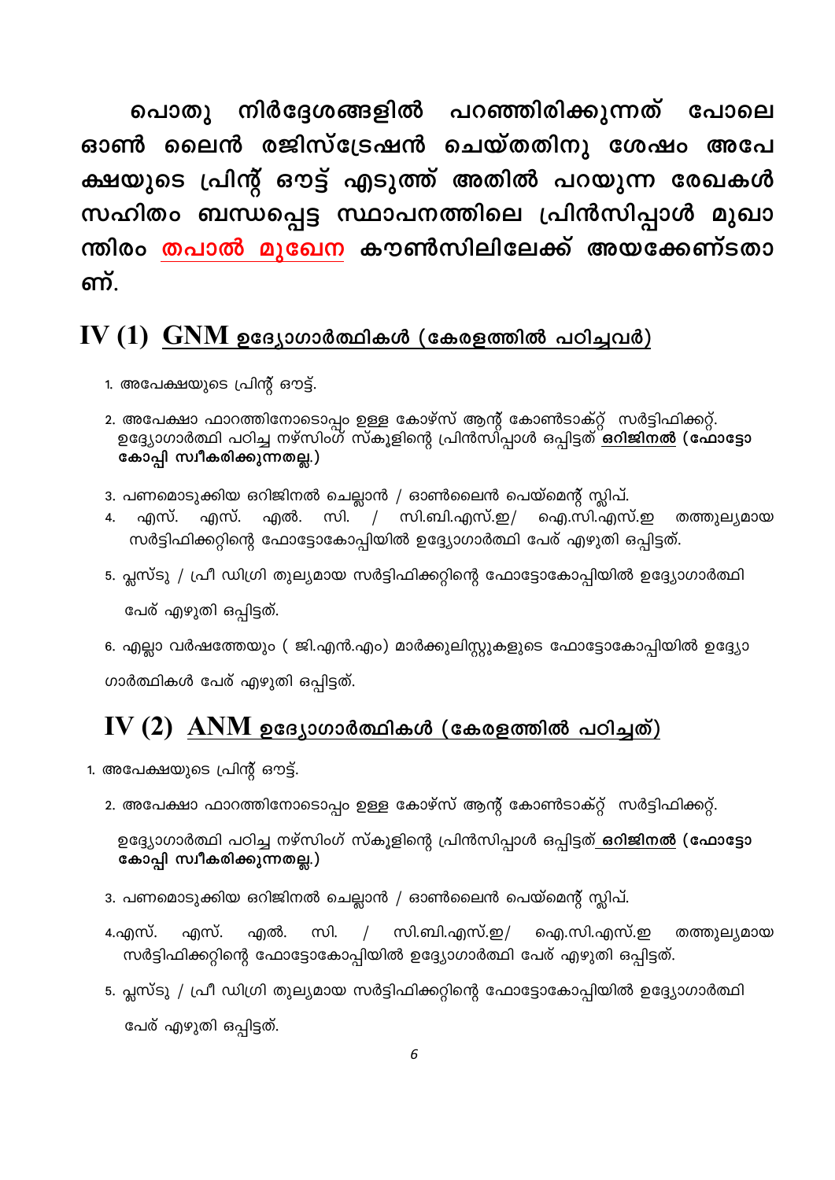**പൊതു നിർദ്ദേശങ്ങളിൽ പറഞ്ഞിരിക്കുന്നത് പോലെ ഓൺ ലൈൻ രജിസ്ട്രേഷൻ ചെയ്തതിനു ശേഷം അപേക്ഷയുടെ പ്രിന്റ് ഔട്ട് എടുത്ത് അതിൽ പറയുന്ന രേഖകൾ സഹിതം ബന്ധപ്പെട്ട സ്ഥാപനത്തിലെ പ്രിൻസിപ്പാൾ മുഖാന്തിരം <u>തപാൽ മുഖേന</u> കൗൺസിലിലേക്ക് അയക്കേണ്ടതാണ്.**

## IV (1) <u>GNM ഉദ്യോഗാർത്ഥികൾ (കേരളത്തിൽ പഠിച്ചവർ)</u>

1. അപേക്ഷയുടെ പ്രിന്റ് ഔട്ട്.
2. അപേക്ഷാ ഫാറത്തിനോടൊപ്പം ഉള്ള കോഴ്സ് ആന്റ് കോൺടാക്റ്റ് സർട്ടിഫിക്കറ്റ്. ഉദ്യോഗാർത്ഥി പഠിച്ച നഴ്സിംഗ് സ്കൂളിന്റെ പ്രിൻസിപ്പാൾ ഒപ്പിട്ടത് **<u>ഒറിജിനൽ</u> (ഫോട്ടോ കോപ്പി സ്വീകരിക്കുന്നതല്ല.)**
3. പണമൊടുക്കിയ ഒറിജിനൽ ചെല്ലാൻ / ഓൺലൈൻ പെയ്മെന്റ് സ്ലിപ്.
4. എസ്. എസ്. എൽ. സി. / സി.ബി.എസ്.ഇ/ ഐ.സി.എസ്.ഇ തത്തുല്യമായ സർട്ടിഫിക്കറ്റിന്റെ ഫോട്ടോകോപ്പിയിൽ ഉദ്യോഗാർത്ഥി പേര് എഴുതി ഒപ്പിട്ടത്.
5. പ്ലസ്ടു / പ്രീ ഡിഗ്രി തുല്യമായ സർട്ടിഫിക്കറ്റിന്റെ ഫോട്ടോകോപ്പിയിൽ ഉദ്യോഗാർത്ഥി പേര് എഴുതി ഒപ്പിട്ടത്.
6. എല്ലാ വർഷത്തേയും ( ജി.എൻ.എം) മാർക്കുലിസ്റ്റുകളുടെ ഫോട്ടോകോപ്പിയിൽ ഉദ്യോഗാർത്ഥികൾ പേര് എഴുതി ഒപ്പിട്ടത്.

## IV (2) <u>ANM ഉദ്യോഗാർത്ഥികൾ (കേരളത്തിൽ പഠിച്ചത്)</u>

1. അപേക്ഷയുടെ പ്രിന്റ് ഔട്ട്.
2. അപേക്ഷാ ഫാറത്തിനോടൊപ്പം ഉള്ള കോഴ്സ് ആന്റ് കോൺടാക്റ്റ് സർട്ടിഫിക്കറ്റ്.

   ഉദ്യോഗാർത്ഥി പഠിച്ച നഴ്സിംഗ് സ്കൂളിന്റെ പ്രിൻസിപ്പാൾ ഒപ്പിട്ടത് **<u>ഒറിജിനൽ</u> (ഫോട്ടോ കോപ്പി സ്വീകരിക്കുന്നതല്ല.)**
3. പണമൊടുക്കിയ ഒറിജിനൽ ചെല്ലാൻ / ഓൺലൈൻ പെയ്മെന്റ് സ്ലിപ്.
4. എസ്. എസ്. എൽ. സി. / സി.ബി.എസ്.ഇ/ ഐ.സി.എസ്.ഇ തത്തുല്യമായ സർട്ടിഫിക്കറ്റിന്റെ ഫോട്ടോകോപ്പിയിൽ ഉദ്യോഗാർത്ഥി പേര് എഴുതി ഒപ്പിട്ടത്.
5. പ്ലസ്ടു / പ്രീ ഡിഗ്രി തുല്യമായ സർട്ടിഫിക്കറ്റിന്റെ ഫോട്ടോകോപ്പിയിൽ ഉദ്യോഗാർത്ഥി പേര് എഴുതി ഒപ്പിട്ടത്.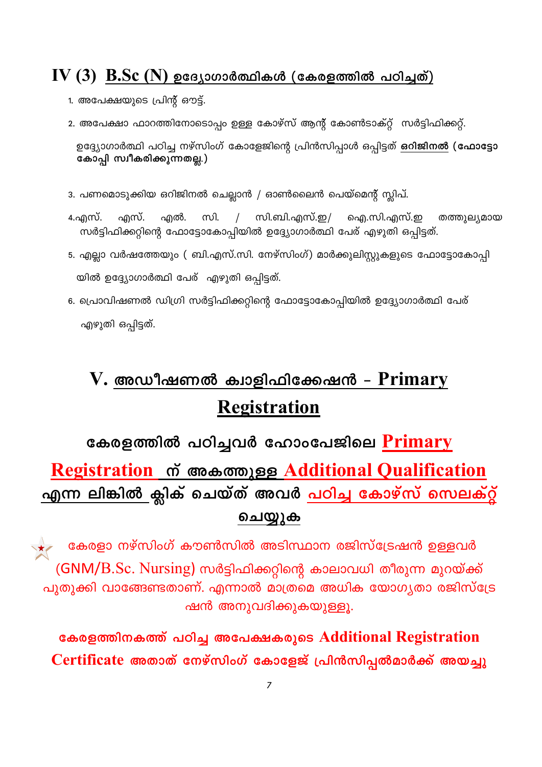## IV (3) B.Sc (N) ഉദ്യോഗാർത്ഥികൾ (കേരളത്തിൽ പഠിച്ചത്)

1. അപേക്ഷയുടെ പ്രിന്റ് ഔട്ട്.
2. അപേക്ഷാ ഫാറത്തിനോടൊപ്പം ഉള്ള കോഴ്സ് ആന്റ് കോൺടാക്റ്റ് സർട്ടിഫിക്കറ്റ്.

   ഉദ്യോഗാർത്ഥി പഠിച്ച നഴ്സിംഗ് കോളേജിന്റെ പ്രിൻസിപ്പാൾ ഒപ്പിട്ടത് **ഒറിജിനൽ** **(ഫോട്ടോ കോപ്പി സ്വീകരിക്കുന്നതല്ല.)**

3. പണമൊടുക്കിയ ഒറിജിനൽ ചെല്ലാൻ / ഓൺലൈൻ പെയ്മെന്റ് സ്ലിപ്.
4. എസ്. എസ്. എൽ. സി. / സി.ബി.എസ്.ഇ/ ഐ.സി.എസ്.ഇ തത്തുല്യമായ സർട്ടിഫിക്കറ്റിന്റെ ഫോട്ടോകോപ്പിയിൽ ഉദ്യോഗാർത്ഥി പേര് എഴുതി ഒപ്പിട്ടത്.
5. എല്ലാ വർഷത്തേയും ( ബി.എസ്.സി. നേഴ്സിംഗ്) മാർക്കുലിസ്റ്റുകളുടെ ഫോട്ടോകോപ്പിയിൽ ഉദ്യോഗാർത്ഥി പേര് എഴുതി ഒപ്പിട്ടത്.
6. പ്രൊവിഷണൽ ഡിഗ്രി സർട്ടിഫിക്കറ്റിന്റെ ഫോട്ടോകോപ്പിയിൽ ഉദ്യോഗാർത്ഥി പേര് എഴുതി ഒപ്പിട്ടത്.

# V. അഡീഷണൽ ക്വാളിഫിക്കേഷൻ - Primary Registration

### കേരളത്തിൽ പഠിച്ചവർ ഹോംപേജിലെ Primary Registration ന് അകത്തുള്ള Additional Qualification എന്ന ലിങ്കിൽ ക്ലിക് ചെയ്ത് അവർ പഠിച്ച കോഴ്സ് സെലക്റ്റ് ചെയ്യുക

★ കേരളാ നഴ്സിംഗ് കൗൺസിൽ അടിസ്ഥാന രജിസ്ട്രേഷൻ ഉള്ളവർ (GNM/B.Sc. Nursing) സർട്ടിഫിക്കറ്റിന്റെ കാലാവധി തീരുന്ന മുറയ്ക്ക് പുതുക്കി വാങ്ങേണ്ടതാണ്. എന്നാൽ മാത്രമെ അധിക യോഗ്യതാ രജിസ്ട്രേഷൻ അനുവദിക്കുകയുള്ളൂ.

**കേരളത്തിനകത്ത് പഠിച്ച അപേക്ഷകരുടെ Additional Registration Certificate അതാത് നേഴ്സിംഗ് കോളേജ് പ്രിൻസിപ്പൽമാർക്ക് അയച്ചു**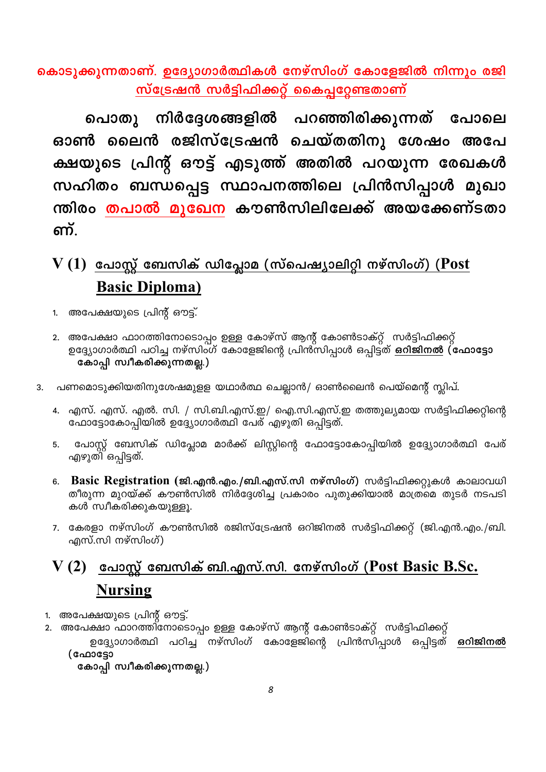**കൊടുക്കുന്നതാണ്. ഉദ്യോഗാർത്ഥികൾ നേഴ്സിംഗ് കോളേജിൽ നിന്നും രജിസ്ട്രേഷൻ സർട്ടിഫിക്കറ്റ് കൈപ്പറ്റേണ്ടതാണ്**

**പൊതു നിർദ്ദേശങ്ങളിൽ പറഞ്ഞിരിക്കുന്നത് പോലെ ഓൺ ലൈൻ രജിസ്ട്രേഷൻ ചെയ്തതിനു ശേഷം അപേക്ഷയുടെ പ്രിന്റ് ഔട്ട് എടുത്ത് അതിൽ പറയുന്ന രേഖകൾ സഹിതം ബന്ധപ്പെട്ട സ്ഥാപനത്തിലെ പ്രിൻസിപ്പാൾ മുഖാന്തിരം തപാൽ മുഖേന കൗൺസിലിലേക്ക് അയക്കേണ്ടതാണ്.**

## V (1) പോസ്റ്റ് ബേസിക് ഡിപ്ലോമ (സ്പെഷ്യാലിറ്റി നഴ്സിംഗ്) (Post Basic Diploma)

1. അപേക്ഷയുടെ പ്രിന്റ് ഔട്ട്.
2. അപേക്ഷാ ഫാറത്തിനോടൊപ്പം ഉള്ള കോഴ്സ് ആന്റ് കോൺടാക്റ്റ് സർട്ടിഫിക്കറ്റ് ഉദ്യോഗാർത്ഥി പഠിച്ച നഴ്സിംഗ് കോളേജിന്റെ പ്രിൻസിപ്പാൾ ഒപ്പിട്ടത് **ഒറിജിനൽ (ഫോട്ടോ കോപ്പി സ്വീകരിക്കുന്നതല്ല.)**
3. പണമൊടുക്കിയതിനുശേഷമുള്ള യഥാർത്ഥ ചെല്ലാൻ/ ഓൺലൈൻ പെയ്മെന്റ് സ്ലിപ്.
4. എസ്. എസ്. എൽ. സി. / സി.ബി.എസ്.ഇ/ ഐ.സി.എസ്.ഇ തത്തുല്യമായ സർട്ടിഫിക്കറ്റിന്റെ ഫോട്ടോകോപ്പിയിൽ ഉദ്യോഗാർത്ഥി പേര് എഴുതി ഒപ്പിട്ടത്.
5. പോസ്റ്റ് ബേസിക് ഡിപ്ലോമ മാർക്ക് ലിസ്റ്റിന്റെ ഫോട്ടോകോപ്പിയിൽ ഉദ്യോഗാർത്ഥി പേര് എഴുതി ഒപ്പിട്ടത്.
6. **Basic Registration (ജി.എൻ.എം./ബി.എസ്.സി നഴ്സിംഗ്)** സർട്ടിഫിക്കറ്റുകൾ കാലാവധി തീരുന്ന മുറയ്ക്ക് കൗൺസിൽ നിർദ്ദേശിച്ച പ്രകാരം പുതുക്കിയാൽ മാത്രമെ തുടർ നടപടികൾ സ്വീകരിക്കുകയുള്ളൂ.
7. കേരളാ നഴ്സിംഗ് കൗൺസിൽ രജിസ്ട്രേഷൻ ഒറിജിനൽ സർട്ടിഫിക്കറ്റ് (ജി.എൻ.എം./ബി.എസ്.സി നഴ്സിംഗ്)

## V (2) പോസ്റ്റ് ബേസിക് ബി.എസ്.സി. നേഴ്സിംഗ് (Post Basic B.Sc. Nursing

1. അപേക്ഷയുടെ പ്രിന്റ് ഔട്ട്.
2. അപേക്ഷാ ഫാറത്തിനോടൊപ്പം ഉള്ള കോഴ്സ് ആന്റ് കോൺടാക്റ്റ് സർട്ടിഫിക്കറ്റ് ഉദ്യോഗാർത്ഥി പഠിച്ച നഴ്സിംഗ് കോളേജിന്റെ പ്രിൻസിപ്പാൾ ഒപ്പിട്ടത് **ഒറിജിനൽ (ഫോട്ടോ കോപ്പി സ്വീകരിക്കുന്നതല്ല.)**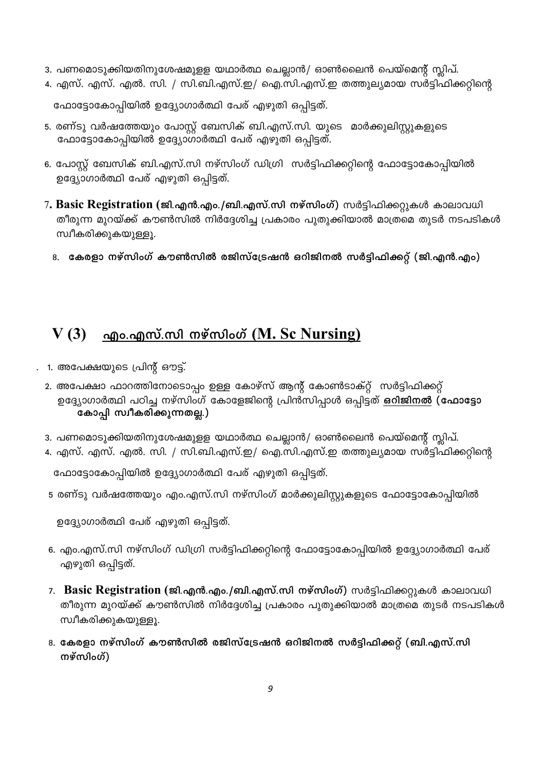3. പണമൊടുക്കിയതിനുശേഷമുള്ള യഥാർത്ഥ ചെല്ലാൻ/ ഓൺലൈൻ പെയ്മെന്റ് സ്ലിപ്.
4. എസ്. എസ്. എൽ. സി. / സി.ബി.എസ്.ഇ/ ഐ.സി.എസ്.ഇ തത്തുല്യമായ സർട്ടിഫിക്കറ്റിന്റെ ഫോട്ടോകോപ്പിയിൽ ഉദ്യോഗാർത്ഥി പേര് എഴുതി ഒപ്പിട്ടത്.
5. രണ്ടു വർഷത്തേയും പോസ്റ്റ് ബേസിക് ബി.എസ്.സി. യുടെ മാർക്കുലിസ്റ്റുകളുടെ ഫോട്ടോകോപ്പിയിൽ ഉദ്യോഗാർത്ഥി പേര് എഴുതി ഒപ്പിട്ടത്.
6. പോസ്റ്റ് ബേസിക് ബി.എസ്.സി നഴ്സിംഗ് ഡിഗ്രി സർട്ടിഫിക്കറ്റിന്റെ ഫോട്ടോകോപ്പിയിൽ ഉദ്യോഗാർത്ഥി പേര് എഴുതി ഒപ്പിട്ടത്.
7. **Basic Registration (ജി.എൻ.എം./ബി.എസ്.സി നഴ്സിംഗ്)** സർട്ടിഫിക്കറ്റുകൾ കാലാവധി തീരുന്ന മുറയ്ക്ക് കൗൺസിൽ നിർദ്ദേശിച്ച പ്രകാരം പുതുക്കിയാൽ മാത്രമെ തുടർ നടപടികൾ സ്വീകരിക്കുകയുള്ളൂ.
8. **കേരളാ നഴ്സിംഗ് കൗൺസിൽ രജിസ്ട്രേഷൻ ഒറിജിനൽ സർട്ടിഫിക്കറ്റ് (ജി.എൻ.എം)**

## V (3) <u>എം.എസ്.സി നഴ്സിംഗ് (M. Sc Nursing)</u>

1. അപേക്ഷയുടെ പ്രിന്റ് ഔട്ട്.
2. അപേക്ഷാ ഫാറത്തിനോടൊപ്പം ഉള്ള കോഴ്സ് ആന്റ് കോൺടാക്റ്റ് സർട്ടിഫിക്കറ്റ് ഉദ്യോഗാർത്ഥി പഠിച്ച നഴ്സിംഗ് കോളേജിന്റെ പ്രിൻസിപ്പാൾ ഒപ്പിട്ടത് **<u>ഒറിജിനൽ</u> (ഫോട്ടോ കോപ്പി സ്വീകരിക്കുന്നതല്ല.)**
3. പണമൊടുക്കിയതിനുശേഷമുള്ള യഥാർത്ഥ ചെല്ലാൻ/ ഓൺലൈൻ പെയ്മെന്റ് സ്ലിപ്.
4. എസ്. എസ്. എൽ. സി. / സി.ബി.എസ്.ഇ/ ഐ.സി.എസ്.ഇ തത്തുല്യമായ സർട്ടിഫിക്കറ്റിന്റെ ഫോട്ടോകോപ്പിയിൽ ഉദ്യോഗാർത്ഥി പേര് എഴുതി ഒപ്പിട്ടത്.
5. രണ്ടു വർഷത്തേയും എം.എസ്.സി നഴ്സിംഗ് മാർക്കുലിസ്റ്റുകളുടെ ഫോട്ടോകോപ്പിയിൽ ഉദ്യോഗാർത്ഥി പേര് എഴുതി ഒപ്പിട്ടത്.
6. എം.എസ്.സി നഴ്സിംഗ് ഡിഗ്രി സർട്ടിഫിക്കറ്റിന്റെ ഫോട്ടോകോപ്പിയിൽ ഉദ്യോഗാർത്ഥി പേര് എഴുതി ഒപ്പിട്ടത്.
7. **Basic Registration (ജി.എൻ.എം./ബി.എസ്.സി നഴ്സിംഗ്)** സർട്ടിഫിക്കറ്റുകൾ കാലാവധി തീരുന്ന മുറയ്ക്ക് കൗൺസിൽ നിർദ്ദേശിച്ച പ്രകാരം പുതുക്കിയാൽ മാത്രമെ തുടർ നടപടികൾ സ്വീകരിക്കുകയുള്ളൂ.
8. **കേരളാ നഴ്സിംഗ് കൗൺസിൽ രജിസ്ട്രേഷൻ ഒറിജിനൽ സർട്ടിഫിക്കറ്റ് (ബി.എസ്.സി നഴ്സിംഗ്)**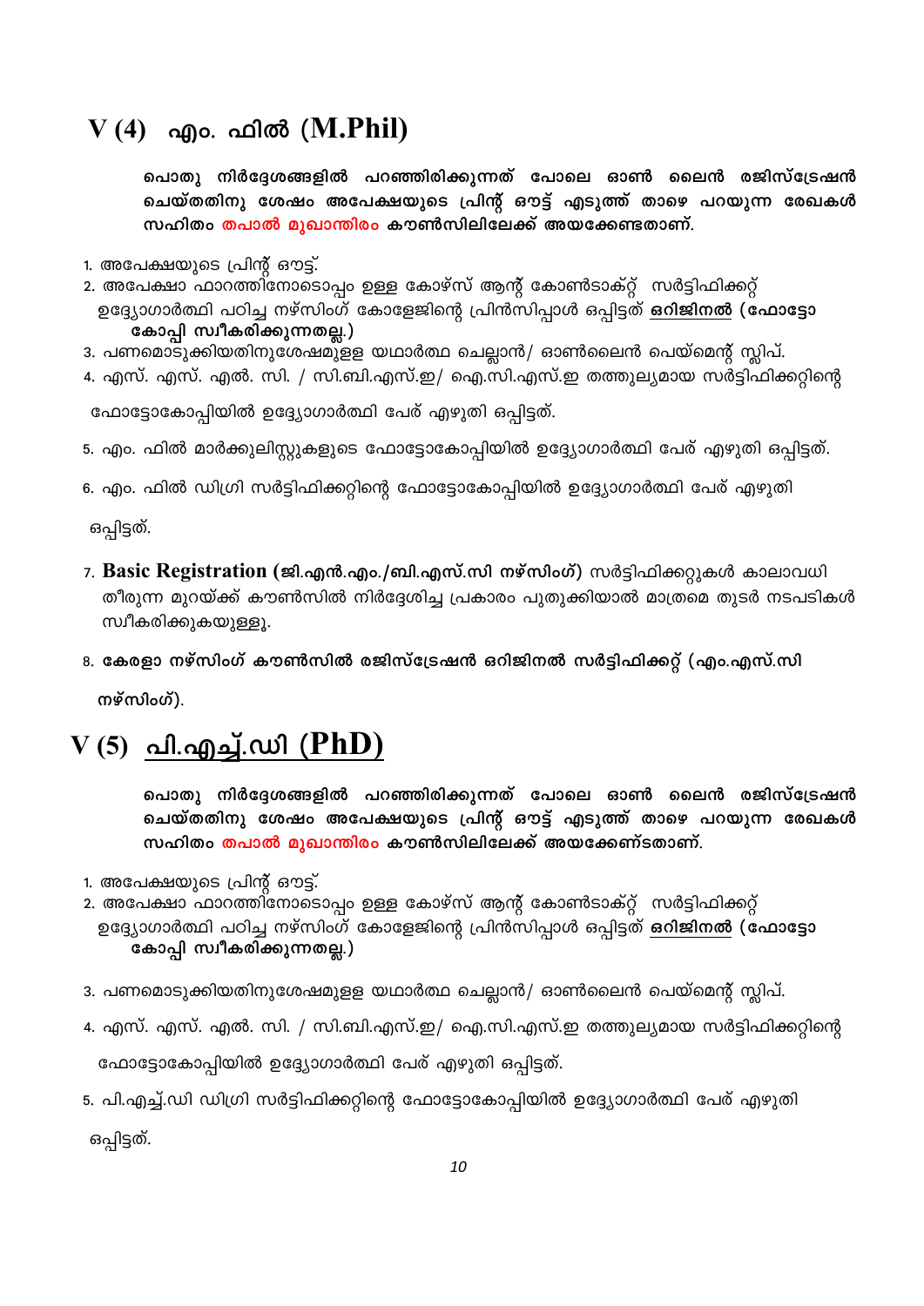## V (4) എം. ഫിൽ (M.Phil)

**പൊതു നിർദ്ദേശങ്ങളിൽ പറഞ്ഞിരിക്കുന്നത് പോലെ ഓൺ ലൈൻ രജിസ്ട്രേഷൻ ചെയ്തതിനു ശേഷം അപേക്ഷയുടെ പ്രിന്റ് ഔട്ട് എടുത്ത് താഴെ പറയുന്ന രേഖകൾ സഹിതം തപാൽ മുഖാന്തിരം കൗൺസിലിലേക്ക് അയക്കേണ്ടതാണ്.**

1. അപേക്ഷയുടെ പ്രിന്റ് ഔട്ട്.
2. അപേക്ഷാ ഫാറത്തിനോടൊപ്പം ഉള്ള കോഴ്സ് ആന്റ് കോൺടാക്റ്റ് സർട്ടിഫിക്കറ്റ് ഉദ്യോഗാർത്ഥി പഠിച്ച നഴ്സിംഗ് കോളേജിന്റെ പ്രിൻസിപ്പാൾ ഒപ്പിട്ടത് **ഒറിജിനൽ (ഫോട്ടോ കോപ്പി സ്വീകരിക്കുന്നതല്ല.)**
3. പണമൊടുക്കിയതിനുശേഷമുള്ള യഥാർത്ഥ ചെല്ലാൻ/ ഓൺലൈൻ പെയ്മെന്റ് സ്ലിപ്.
4. എസ്. എസ്. എൽ. സി. / സി.ബി.എസ്.ഇ/ ഐ.സി.എസ്.ഇ തത്തുല്യമായ സർട്ടിഫിക്കറ്റിന്റെ ഫോട്ടോകോപ്പിയിൽ ഉദ്യോഗാർത്ഥി പേര് എഴുതി ഒപ്പിട്ടത്.
5. എം. ഫിൽ മാർക്കുലിസ്റ്റുകളുടെ ഫോട്ടോകോപ്പിയിൽ ഉദ്യോഗാർത്ഥി പേര് എഴുതി ഒപ്പിട്ടത്.
6. എം. ഫിൽ ഡിഗ്രി സർട്ടിഫിക്കറ്റിന്റെ ഫോട്ടോകോപ്പിയിൽ ഉദ്യോഗാർത്ഥി പേര് എഴുതി ഒപ്പിട്ടത്.
7. **Basic Registration (ജി.എൻ.എം./ബി.എസ്.സി നഴ്സിംഗ്)** സർട്ടിഫിക്കറ്റുകൾ കാലാവധി തീരുന്ന മുറയ്ക്ക് കൗൺസിൽ നിർദ്ദേശിച്ച പ്രകാരം പുതുക്കിയാൽ മാത്രമെ തുടർ നടപടികൾ സ്വീകരിക്കുകയുള്ളൂ.
8. **കേരളാ നഴ്സിംഗ് കൗൺസിൽ രജിസ്ട്രേഷൻ ഒറിജിനൽ സർട്ടിഫിക്കറ്റ് (എം.എസ്.സി നഴ്സിംഗ്).**

## V (5) പി.എച്ച്.ഡി (PhD)

**പൊതു നിർദ്ദേശങ്ങളിൽ പറഞ്ഞിരിക്കുന്നത് പോലെ ഓൺ ലൈൻ രജിസ്ട്രേഷൻ ചെയ്തതിനു ശേഷം അപേക്ഷയുടെ പ്രിന്റ് ഔട്ട് എടുത്ത് താഴെ പറയുന്ന രേഖകൾ സഹിതം തപാൽ മുഖാന്തിരം കൗൺസിലിലേക്ക് അയക്കേണ്ടതാണ്.**

1. അപേക്ഷയുടെ പ്രിന്റ് ഔട്ട്.
2. അപേക്ഷാ ഫാറത്തിനോടൊപ്പം ഉള്ള കോഴ്സ് ആന്റ് കോൺടാക്റ്റ് സർട്ടിഫിക്കറ്റ് ഉദ്യോഗാർത്ഥി പഠിച്ച നഴ്സിംഗ് കോളേജിന്റെ പ്രിൻസിപ്പാൾ ഒപ്പിട്ടത് **ഒറിജിനൽ (ഫോട്ടോ കോപ്പി സ്വീകരിക്കുന്നതല്ല.)**
3. പണമൊടുക്കിയതിനുശേഷമുള്ള യഥാർത്ഥ ചെല്ലാൻ/ ഓൺലൈൻ പെയ്മെന്റ് സ്ലിപ്.
4. എസ്. എസ്. എൽ. സി. / സി.ബി.എസ്.ഇ/ ഐ.സി.എസ്.ഇ തത്തുല്യമായ സർട്ടിഫിക്കറ്റിന്റെ ഫോട്ടോകോപ്പിയിൽ ഉദ്യോഗാർത്ഥി പേര് എഴുതി ഒപ്പിട്ടത്.
5. പി.എച്ച്.ഡി ഡിഗ്രി സർട്ടിഫിക്കറ്റിന്റെ ഫോട്ടോകോപ്പിയിൽ ഉദ്യോഗാർത്ഥി പേര് എഴുതി ഒപ്പിട്ടത്.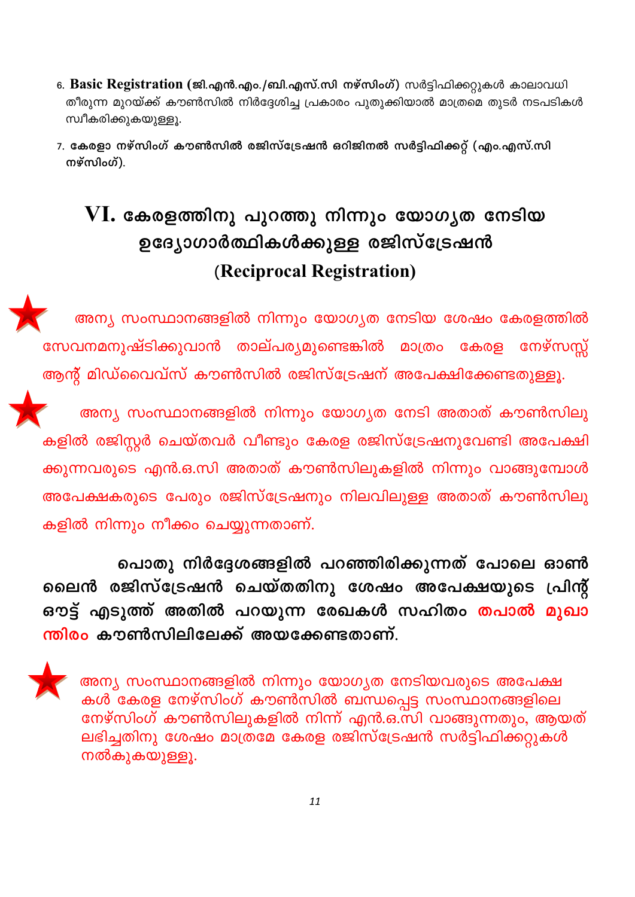6. **Basic Registration** (**ജി.എൻ.എം./ബി.എസ്.സി നഴ്സിംഗ്**) സർട്ടിഫിക്കറ്റുകൾ കാലാവധി തീരുന്ന മുറയ്ക്ക് കൗൺസിൽ നിർദ്ദേശിച്ച പ്രകാരം പുതുക്കിയാൽ മാത്രമെ തുടർ നടപടികൾ സ്വീകരിക്കുകയുള്ളൂ.

7. **കേരളാ നഴ്സിംഗ് കൗൺസിൽ രജിസ്ട്രേഷൻ ഒറിജിനൽ സർട്ടിഫിക്കറ്റ് (എം.എസ്.സി നഴ്സിംഗ്).**

## VI. കേരളത്തിനു പുറത്തു നിന്നും യോഗ്യത നേടിയ ഉദ്യോഗാർത്ഥികൾക്കുള്ള രജിസ്ട്രേഷൻ (Reciprocal Registration)

★ അന്യ സംസ്ഥാനങ്ങളിൽ നിന്നും യോഗ്യത നേടിയ ശേഷം കേരളത്തിൽ സേവനമനുഷ്ടിക്കുവാൻ താല്പര്യമുണ്ടെങ്കിൽ മാത്രം കേരള നേഴ്സസ്സ് ആന്റ് മിഡ്വൈവ്സ് കൗൺസിൽ രജിസ്ട്രേഷന് അപേക്ഷിക്കേണ്ടതുള്ളൂ.

★ അന്യ സംസ്ഥാനങ്ങളിൽ നിന്നും യോഗ്യത നേടി അതാത് കൗൺസിലുകളിൽ രജിസ്റ്റർ ചെയ്തവർ വീണ്ടും കേരള രജിസ്ട്രേഷനുവേണ്ടി അപേക്ഷിക്കുന്നവരുടെ എൻ.ഒ.സി അതാത് കൗൺസിലുകളിൽ നിന്നും വാങ്ങുമ്പോൾ അപേക്ഷകരുടെ പേരും രജിസ്ട്രേഷനും നിലവിലുള്ള അതാത് കൗൺസിലുകളിൽ നിന്നും നീക്കം ചെയ്യുന്നതാണ്.

**പൊതു നിർദ്ദേശങ്ങളിൽ പറഞ്ഞിരിക്കുന്നത് പോലെ ഓൺ ലൈൻ രജിസ്ട്രേഷൻ ചെയ്തതിനു ശേഷം അപേക്ഷയുടെ പ്രിന്റ് ഔട്ട് എടുത്ത് അതിൽ പറയുന്ന രേഖകൾ സഹിതം തപാൽ മുഖാന്തിരം കൗൺസിലിലേക്ക് അയക്കേണ്ടതാണ്.**

★ അന്യ സംസ്ഥാനങ്ങളിൽ നിന്നും യോഗ്യത നേടിയവരുടെ അപേക്ഷകൾ കേരള നേഴ്സിംഗ് കൗൺസിൽ ബന്ധപ്പെട്ട സംസ്ഥാനങ്ങളിലെ നേഴ്സിംഗ് കൗൺസിലുകളിൽ നിന്ന് എൻ.ഒ.സി വാങ്ങുന്നതും, ആയത് ലഭിച്ചതിനു ശേഷം മാത്രമേ കേരള രജിസ്ട്രേഷൻ സർട്ടിഫിക്കറ്റുകൾ നൽകുകയുള്ളൂ.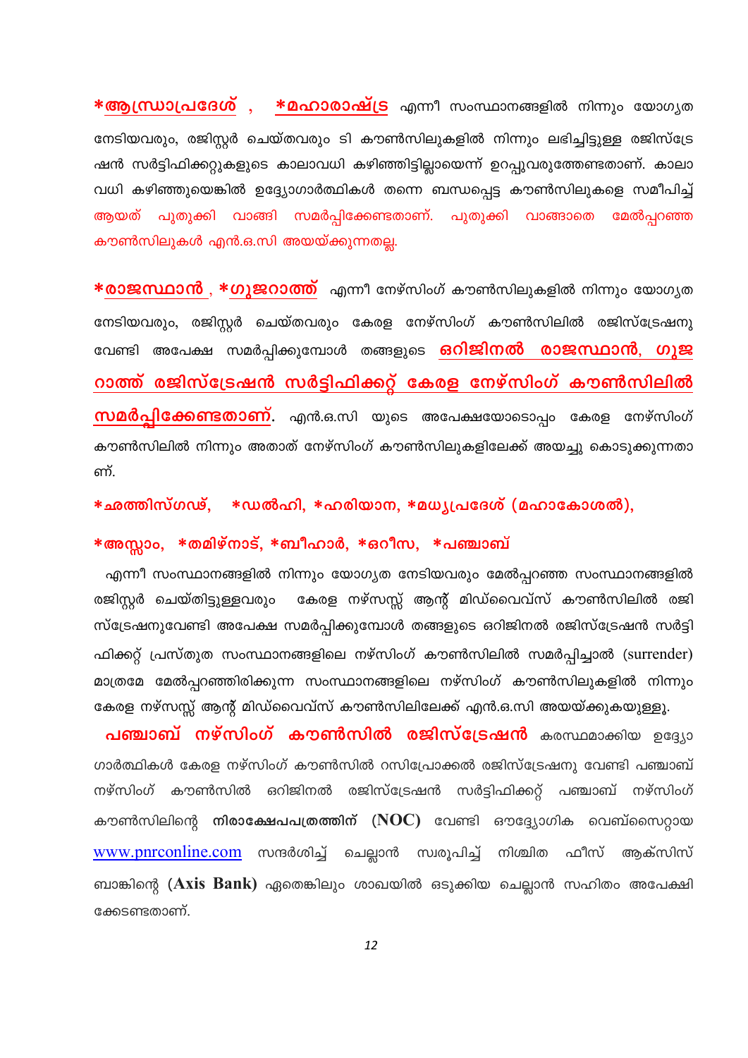***ആന്ധ്രാപ്രദേശ്** , ***മഹാരാഷ്ട്ര** എന്നീ സംസ്ഥാനങ്ങളിൽ നിന്നും യോഗ്യത നേടിയവരും, രജിസ്റ്റർ ചെയ്തവരും ടി കൗൺസിലുകളിൽ നിന്നും ലഭിച്ചിട്ടുള്ള രജിസ്ട്രേഷൻ സർട്ടിഫിക്കറ്റുകളുടെ കാലാവധി കഴിഞ്ഞിട്ടില്ലായെന്ന് ഉറപ്പുവരുത്തേണ്ടതാണ്. കാലാവധി കഴിഞ്ഞുയെങ്കിൽ ഉദ്യോഗാർത്ഥികൾ തന്നെ ബന്ധപ്പെട്ട കൗൺസിലുകളെ സമീപിച്ച് ആയത് പുതുക്കി വാങ്ങി സമർപ്പിക്കേണ്ടതാണ്. പുതുക്കി വാങ്ങാതെ മേൽപ്പറഞ്ഞ കൗൺസിലുകൾ എൻ.ഒ.സി അയയ്ക്കുന്നതല്ല.

***രാജസ്ഥാൻ** , ***ഗുജറാത്ത്** എന്നീ നേഴ്സിംഗ് കൗൺസിലുകളിൽ നിന്നും യോഗ്യത നേടിയവരും, രജിസ്റ്റർ ചെയ്തവരും കേരള നേഴ്സിംഗ് കൗൺസിലിൽ രജിസ്ട്രേഷനു വേണ്ടി അപേക്ഷ സമർപ്പിക്കുമ്പോൾ തങ്ങളുടെ **ഒറിജിനൽ രാജസ്ഥാൻ, ഗുജറാത്ത് രജിസ്ട്രേഷൻ സർട്ടിഫിക്കറ്റ് കേരള നേഴ്സിംഗ് കൗൺസിലിൽ സമർപ്പിക്കേണ്ടതാണ്**. എൻ.ഒ.സി യുടെ അപേക്ഷയോടൊപ്പം കേരള നേഴ്സിംഗ് കൗൺസിലിൽ നിന്നും അതാത് നേഴ്സിംഗ് കൗൺസിലുകളിലേക്ക് അയച്ചു കൊടുക്കുന്നതാണ്.

***ഛത്തിസ്ഗഢ്, *ഡൽഹി, *ഹരിയാന, *മധ്യപ്രദേശ് (മഹാകോശൽ),**

***അസ്സാം, *തമിഴ്നാട്, *ബീഹാർ, *ഒറീസ, *പഞ്ചാബ്**

എന്നീ സംസ്ഥാനങ്ങളിൽ നിന്നും യോഗ്യത നേടിയവരും മേൽപ്പറഞ്ഞ സംസ്ഥാനങ്ങളിൽ രജിസ്റ്റർ ചെയ്തിട്ടുള്ളവരും കേരള നഴ്സസ്സ് ആന്റ് മിഡ്വൈവ്സ് കൗൺസിലിൽ രജിസ്ട്രേഷനുവേണ്ടി അപേക്ഷ സമർപ്പിക്കുമ്പോൾ തങ്ങളുടെ ഒറിജിനൽ രജിസ്ട്രേഷൻ സർട്ടിഫിക്കറ്റ് പ്രസ്തുത സംസ്ഥാനങ്ങളിലെ നഴ്സിംഗ് കൗൺസിലിൽ സമർപ്പിച്ചാൽ (surrender) മാത്രമേ മേൽപ്പറഞ്ഞിരിക്കുന്ന സംസ്ഥാനങ്ങളിലെ നഴ്സിംഗ് കൗൺസിലുകളിൽ നിന്നും കേരള നഴ്സസ്സ് ആന്റ് മിഡ്വൈവ്സ് കൗൺസിലിലേക്ക് എൻ.ഒ.സി അയയ്ക്കുകയുള്ളൂ.

**പഞ്ചാബ് നഴ്സിംഗ് കൗൺസിൽ രജിസ്ട്രേഷൻ** കരസ്ഥമാക്കിയ ഉദ്യോഗാർത്ഥികൾ കേരള നഴ്സിംഗ് കൗൺസിൽ റസിപ്രോക്കൽ രജിസ്ട്രേഷനു വേണ്ടി പഞ്ചാബ് നഴ്സിംഗ് കൗൺസിൽ ഒറിജിനൽ രജിസ്ട്രേഷൻ സർട്ടിഫിക്കറ്റ് പഞ്ചാബ് നഴ്സിംഗ് കൗൺസിലിന്റെ **നിരാക്ഷേപപത്രത്തിന് (NOC)** വേണ്ടി ഔദ്യോഗിക വെബ്സൈറ്റായ www.pnrconline.com സന്ദർശിച്ച് ചെല്ലാൻ സ്വരൂപിച്ച് നിശ്ചിത ഫീസ് ആക്സിസ് ബാങ്കിന്റെ **(Axis Bank)** ഏതെങ്കിലും ശാഖയിൽ ഒടുക്കിയ ചെല്ലാൻ സഹിതം അപേക്ഷിക്കേണ്ടതാണ്.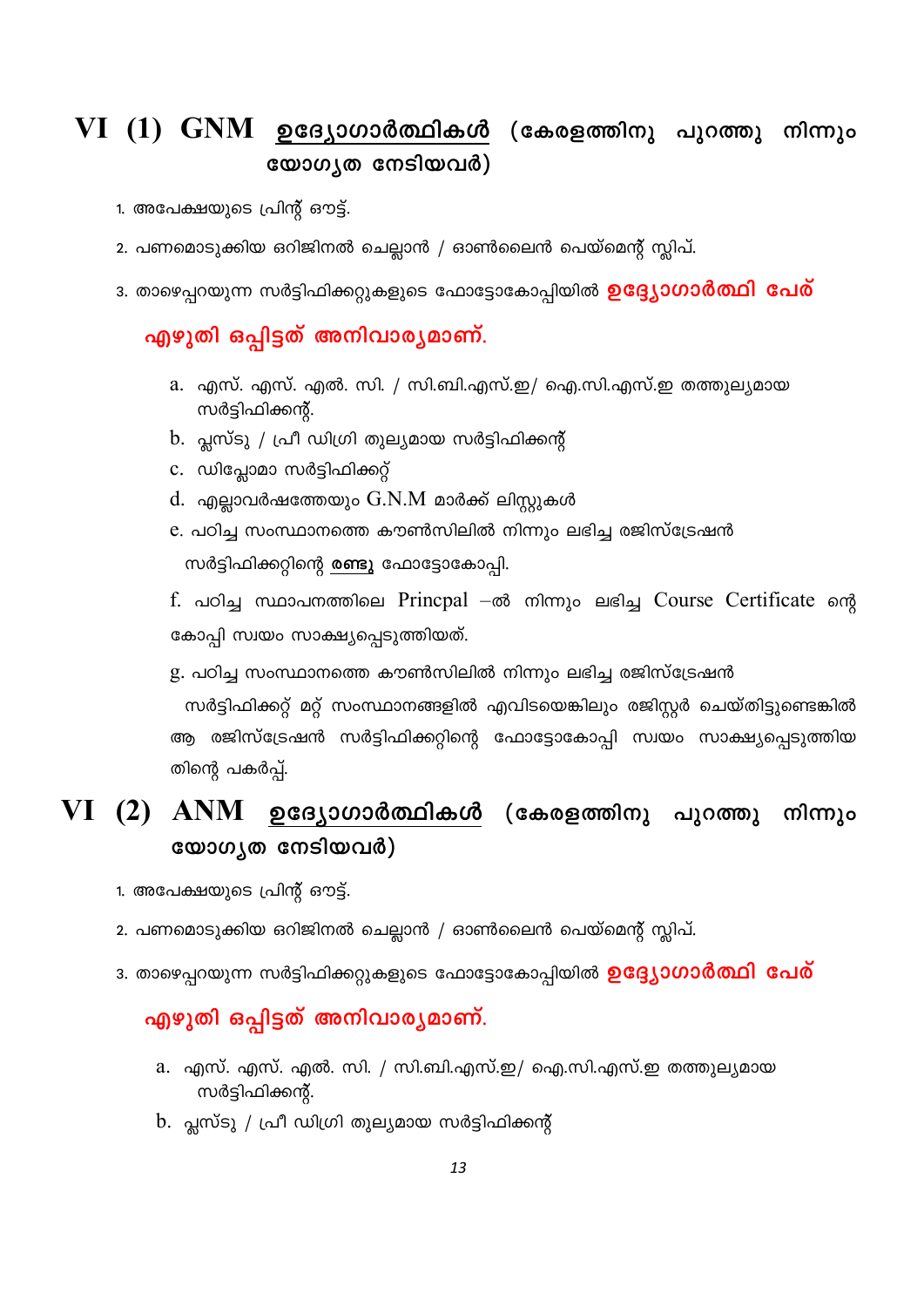## VI (1) GNM <u>ഉദ്യോഗാർത്ഥികൾ</u> (കേരളത്തിനു പുറത്തു നിന്നും യോഗ്യത നേടിയവർ)

1. അപേക്ഷയുടെ പ്രിന്റ് ഔട്ട്.
2. പണമൊടുക്കിയ ഒറിജിനൽ ചെല്ലാൻ / ഓൺലൈൻ പെയ്മെന്റ് സ്ലിപ്.
3. താഴെപ്പറയുന്ന സർട്ടിഫിക്കറ്റുകളുടെ ഫോട്ടോകോപ്പിയിൽ **ഉദ്യോഗാർത്ഥി പേര് എഴുതി ഒപ്പിട്ടത് അനിവാര്യമാണ്.**
   a. എസ്. എസ്. എൽ. സി. / സി.ബി.എസ്.ഇ/ ഐ.സി.എസ്.ഇ തത്തുല്യമായ സർട്ടിഫിക്കന്റ്.
   b. പ്ലസ്ടു / പ്രീ ഡിഗ്രി തുല്യമായ സർട്ടിഫിക്കന്റ്
   c. ഡിപ്ലോമാ സർട്ടിഫിക്കറ്റ്
   d. എല്ലാവർഷത്തേയും G.N.M മാർക്ക് ലിസ്റ്റുകൾ
   e. പഠിച്ച സംസ്ഥാനത്തെ കൗൺസിലിൽ നിന്നും ലഭിച്ച രജിസ്ട്രേഷൻ സർട്ടിഫിക്കറ്റിന്റെ **<u>രണ്ടു</u>** ഫോട്ടോകോപ്പി.
   f. പഠിച്ച സ്ഥാപനത്തിലെ Princpal –ൽ നിന്നും ലഭിച്ച Course Certificate ന്റെ കോപ്പി സ്വയം സാക്ഷ്യപ്പെടുത്തിയത്.
   g. പഠിച്ച സംസ്ഥാനത്തെ കൗൺസിലിൽ നിന്നും ലഭിച്ച രജിസ്ട്രേഷൻ സർട്ടിഫിക്കറ്റ് മറ്റ് സംസ്ഥാനങ്ങളിൽ എവിടയെങ്കിലും രജിസ്റ്റർ ചെയ്തിട്ടുണ്ടെങ്കിൽ ആ രജിസ്ട്രേഷൻ സർട്ടിഫിക്കറ്റിന്റെ ഫോട്ടോകോപ്പി സ്വയം സാക്ഷ്യപ്പെടുത്തിയ തിന്റെ പകർപ്പ്.

## VI (2) ANM <u>ഉദ്യോഗാർത്ഥികൾ</u> (കേരളത്തിനു പുറത്തു നിന്നും യോഗ്യത നേടിയവർ)

1. അപേക്ഷയുടെ പ്രിന്റ് ഔട്ട്.
2. പണമൊടുക്കിയ ഒറിജിനൽ ചെല്ലാൻ / ഓൺലൈൻ പെയ്മെന്റ് സ്ലിപ്.
3. താഴെപ്പറയുന്ന സർട്ടിഫിക്കറ്റുകളുടെ ഫോട്ടോകോപ്പിയിൽ **ഉദ്യോഗാർത്ഥി പേര് എഴുതി ഒപ്പിട്ടത് അനിവാര്യമാണ്.**
   a. എസ്. എസ്. എൽ. സി. / സി.ബി.എസ്.ഇ/ ഐ.സി.എസ്.ഇ തത്തുല്യമായ സർട്ടിഫിക്കന്റ്.
   b. പ്ലസ്ടു / പ്രീ ഡിഗ്രി തുല്യമായ സർട്ടിഫിക്കന്റ്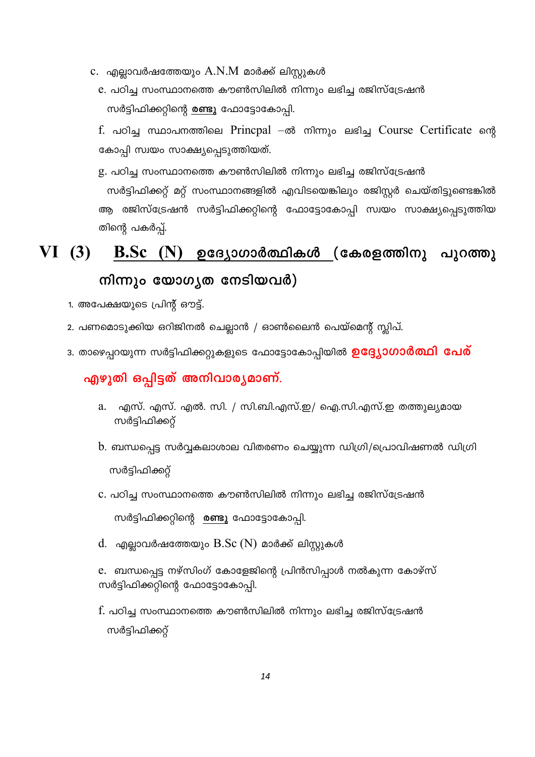c. എല്ലാവർഷത്തേയും A.N.M മാർക്ക് ലിസ്റ്റുകൾ

e. പഠിച്ച സംസ്ഥാനത്തെ കൗൺസിലിൽ നിന്നും ലഭിച്ച രജിസ്ട്രേഷൻ സർട്ടിഫിക്കറ്റിന്റെ **രണ്ടു** ഫോട്ടോകോപ്പി.

f. പഠിച്ച സ്ഥാപനത്തിലെ Princpal –ൽ നിന്നും ലഭിച്ച Course Certificate ന്റെ കോപ്പി സ്വയം സാക്ഷ്യപ്പെടുത്തിയത്.

g. പഠിച്ച സംസ്ഥാനത്തെ കൗൺസിലിൽ നിന്നും ലഭിച്ച രജിസ്ട്രേഷൻ സർട്ടിഫിക്കറ്റ് മറ്റ് സംസ്ഥാനങ്ങളിൽ എവിടയെങ്കിലും രജിസ്റ്റർ ചെയ്തിട്ടുണ്ടെങ്കിൽ ആ രജിസ്ട്രേഷൻ സർട്ടിഫിക്കറ്റിന്റെ ഫോട്ടോകോപ്പി സ്വയം സാക്ഷ്യപ്പെടുത്തിയതിന്റെ പകർപ്പ്.

## VI (3) B.Sc (N) ഉദ്യോഗാർത്ഥികൾ (കേരളത്തിനു പുറത്തു നിന്നും യോഗ്യത നേടിയവർ)

1. അപേക്ഷയുടെ പ്രിന്റ് ഔട്ട്.
2. പണമൊടുക്കിയ ഒറിജിനൽ ചെല്ലാൻ / ഓൺലൈൻ പെയ്മെന്റ് സ്ലിപ്.
3. താഴെപ്പറയുന്ന സർട്ടിഫിക്കറ്റുകളുടെ ഫോട്ടോകോപ്പിയിൽ **ഉദ്യോഗാർത്ഥി പേര് എഴുതി ഒപ്പിട്ടത് അനിവാര്യമാണ്.**

a. എസ്. എസ്. എൽ. സി. / സി.ബി.എസ്.ഇ/ ഐ.സി.എസ്.ഇ തത്തുല്യമായ സർട്ടിഫിക്കറ്റ്

b. ബന്ധപ്പെട്ട സർവ്വകലാശാല വിതരണം ചെയ്യുന്ന ഡിഗ്രി/പ്രൊവിഷണൽ ഡിഗ്രി സർട്ടിഫിക്കറ്റ്

c. പഠിച്ച സംസ്ഥാനത്തെ കൗൺസിലിൽ നിന്നും ലഭിച്ച രജിസ്ട്രേഷൻ സർട്ടിഫിക്കറ്റിന്റെ **രണ്ടു** ഫോട്ടോകോപ്പി.

d. എല്ലാവർഷത്തേയും B.Sc (N) മാർക്ക് ലിസ്റ്റുകൾ

e. ബന്ധപ്പെട്ട നഴ്സിംഗ് കോളേജിന്റെ പ്രിൻസിപ്പാൾ നൽകുന്ന കോഴ്സ് സർട്ടിഫിക്കറ്റിന്റെ ഫോട്ടോകോപ്പി.

f. പഠിച്ച സംസ്ഥാനത്തെ കൗൺസിലിൽ നിന്നും ലഭിച്ച രജിസ്ട്രേഷൻ സർട്ടിഫിക്കറ്റ്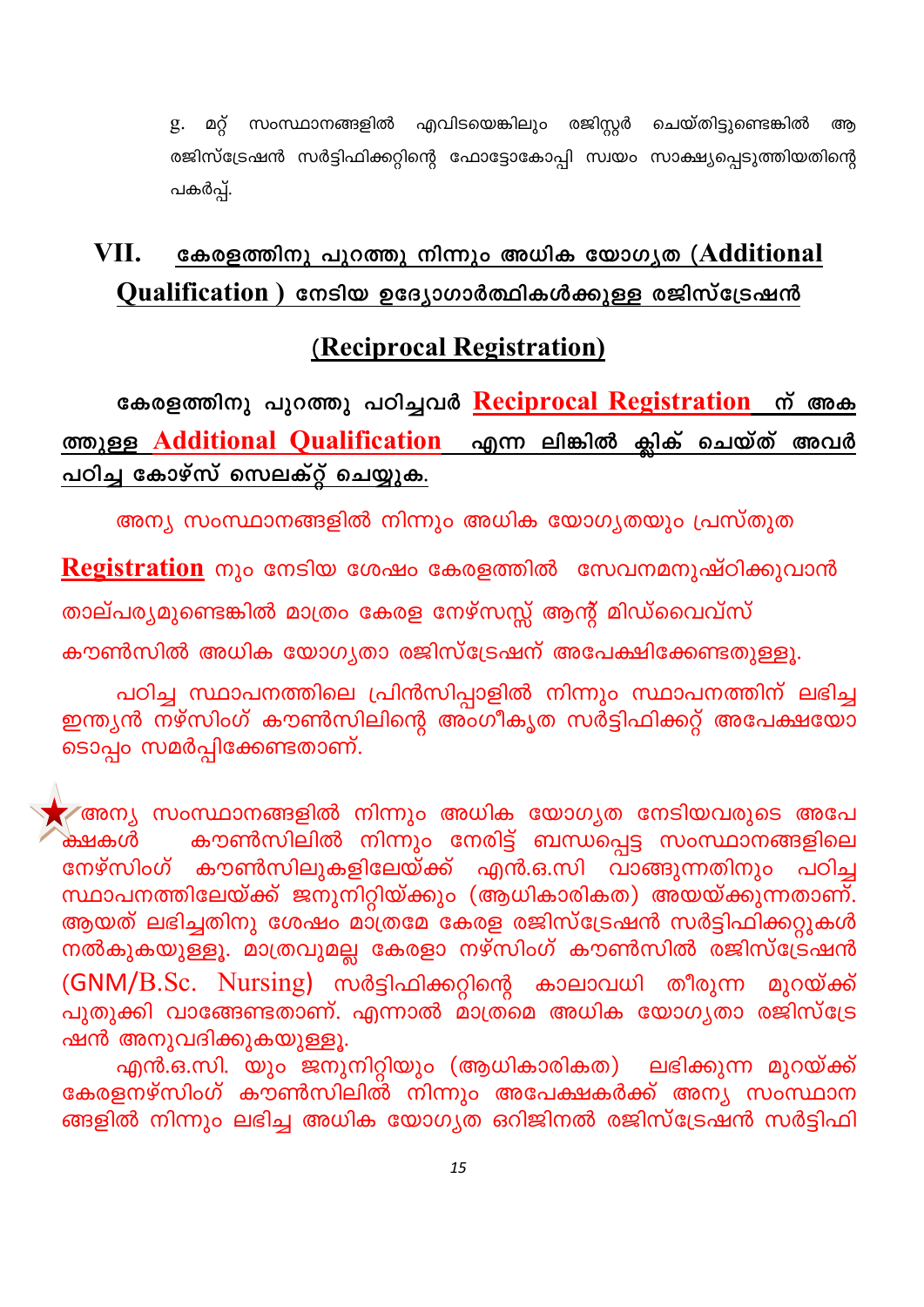g. മറ്റ് സംസ്ഥാനങ്ങളിൽ എവിടയെങ്കിലും രജിസ്റ്റർ ചെയ്തിട്ടുണ്ടെങ്കിൽ ആ രജിസ്ട്രേഷൻ സർട്ടിഫിക്കറ്റിന്റെ ഫോട്ടോകോപ്പി സ്വയം സാക്ഷ്യപ്പെടുത്തിയതിന്റെ പകർപ്പ്.

## VII. കേരളത്തിനു പുറത്തു നിന്നും അധിക യോഗ്യത (Additional Qualification ) നേടിയ ഉദ്യോഗാർത്ഥികൾക്കുള്ള രജിസ്ട്രേഷൻ

## (Reciprocal Registration)

**കേരളത്തിനു പുറത്തു പഠിച്ചവർ Reciprocal Registration ന് അകത്തുള്ള Additional Qualification എന്ന ലിങ്കിൽ ക്ലിക് ചെയ്ത് അവർ പഠിച്ച കോഴ്സ് സെലക്റ്റ് ചെയ്യുക.**

അന്യ സംസ്ഥാനങ്ങളിൽ നിന്നും അധിക യോഗ്യതയും പ്രസ്തുത **Registration** നും നേടിയ ശേഷം കേരളത്തിൽ സേവനമനുഷ്ഠിക്കുവാൻ താല്പര്യമുണ്ടെങ്കിൽ മാത്രം കേരള നേഴ്സസ്സ് ആന്റ് മിഡ്വൈവ്സ് കൗൺസിൽ അധിക യോഗ്യതാ രജിസ്ട്രേഷന് അപേക്ഷിക്കേണ്ടതുള്ളൂ.

പഠിച്ച സ്ഥാപനത്തിലെ പ്രിൻസിപ്പാളിൽ നിന്നും സ്ഥാപനത്തിന് ലഭിച്ച ഇന്ത്യൻ നഴ്സിംഗ് കൗൺസിലിന്റെ അംഗീകൃത സർട്ടിഫിക്കറ്റ് അപേക്ഷയോടൊപ്പം സമർപ്പിക്കേണ്ടതാണ്.

അന്യ സംസ്ഥാനങ്ങളിൽ നിന്നും അധിക യോഗ്യത നേടിയവരുടെ അപേക്ഷകൾ കൗൺസിലിൽ നിന്നും നേരിട്ട് ബന്ധപ്പെട്ട സംസ്ഥാനങ്ങളിലെ നേഴ്സിംഗ് കൗൺസിലുകളിലേയ്ക്ക് എൻ.ഒ.സി വാങ്ങുന്നതിനും പഠിച്ച സ്ഥാപനത്തിലേയ്ക്ക് ജനുനിറ്റിയ്ക്കും (ആധികാരികത) അയയ്ക്കുന്നതാണ്. ആയത് ലഭിച്ചതിനു ശേഷം മാത്രമേ കേരള രജിസ്ട്രേഷൻ സർട്ടിഫിക്കറ്റുകൾ നൽകുകയുള്ളൂ. മാത്രവുമല്ല കേരളാ നഴ്സിംഗ് കൗൺസിൽ രജിസ്ട്രേഷൻ (GNM/B.Sc. Nursing) സർട്ടിഫിക്കറ്റിന്റെ കാലാവധി തീരുന്ന മുറയ്ക്ക് പുതുക്കി വാങ്ങേണ്ടതാണ്. എന്നാൽ മാത്രമെ അധിക യോഗ്യതാ രജിസ്ട്രേഷൻ അനുവദിക്കുകയുള്ളൂ.

എൻ.ഒ.സി. യും ജനുനിറ്റിയും (ആധികാരികത) ലഭിക്കുന്ന മുറയ്ക്ക് കേരളനഴ്സിംഗ് കൗൺസിലിൽ നിന്നും അപേക്ഷകർക്ക് അന്യ സംസ്ഥാനങ്ങളിൽ നിന്നും ലഭിച്ച അധിക യോഗ്യത ഒറിജിനൽ രജിസ്ട്രേഷൻ സർട്ടിഫി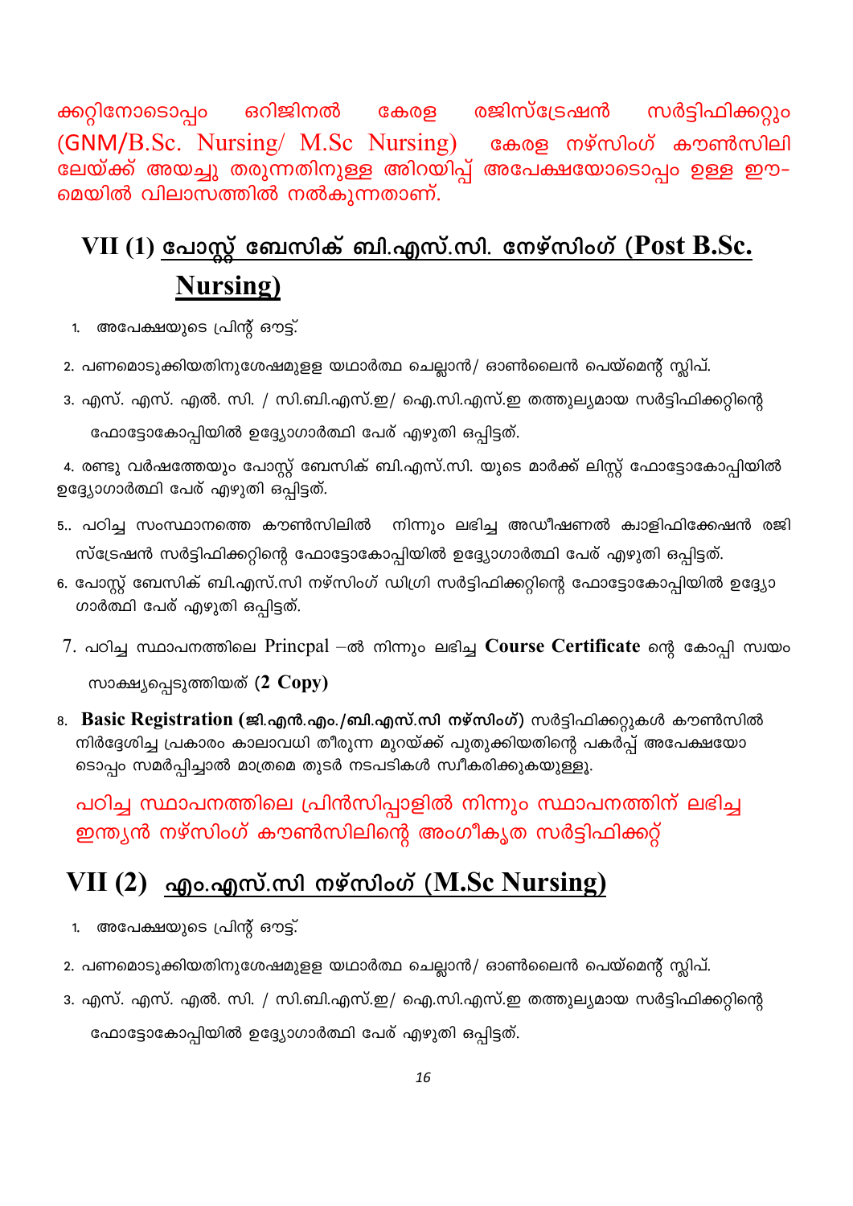ക്കറ്റിനോടൊപ്പം ഒറിജിനൽ കേരള രജിസ്ട്രേഷൻ സർട്ടിഫിക്കറ്റും (GNM/B.Sc. Nursing/ M.Sc Nursing) കേരള നഴ്സിംഗ് കൗൺസിലിലേയ്ക്ക് അയച്ചു തരുന്നതിനുള്ള അറിയിപ്പ് അപേക്ഷയോടൊപ്പം ഉള്ള ഈ-മെയിൽ വിലാസത്തിൽ നൽകുന്നതാണ്.

## VII (1) പോസ്റ്റ് ബേസിക് ബി.എസ്.സി. നേഴ്സിംഗ് (Post B.Sc. Nursing)

1. അപേക്ഷയുടെ പ്രിന്റ് ഔട്ട്.
2. പണമൊടുക്കിയതിനുശേഷമുള്ള യഥാർത്ഥ ചെല്ലാൻ/ ഓൺലൈൻ പെയ്മെന്റ് സ്ലിപ്.
3. എസ്. എസ്. എൽ. സി. / സി.ബി.എസ്.ഇ / ഐ.സി.എസ്.ഇ തത്തുല്യമായ സർട്ടിഫിക്കറ്റിന്റെ ഫോട്ടോകോപ്പിയിൽ ഉദ്യോഗാർത്ഥി പേര് എഴുതി ഒപ്പിട്ടത്.
4. രണ്ടു വർഷത്തേയും പോസ്റ്റ് ബേസിക് ബി.എസ്.സി. യുടെ മാർക്ക് ലിസ്റ്റ് ഫോട്ടോകോപ്പിയിൽ ഉദ്യോഗാർത്ഥി പേര് എഴുതി ഒപ്പിട്ടത്.
5. പഠിച്ച സംസ്ഥാനത്തെ കൗൺസിലിൽ നിന്നും ലഭിച്ച അഡീഷണൽ ക്വാളിഫിക്കേഷൻ രജിസ്ട്രേഷൻ സർട്ടിഫിക്കറ്റിന്റെ ഫോട്ടോകോപ്പിയിൽ ഉദ്യോഗാർത്ഥി പേര് എഴുതി ഒപ്പിട്ടത്.
6. പോസ്റ്റ് ബേസിക് ബി.എസ്.സി നഴ്സിംഗ് ഡിഗ്രി സർട്ടിഫിക്കറ്റിന്റെ ഫോട്ടോകോപ്പിയിൽ ഉദ്യോഗാർത്ഥി പേര് എഴുതി ഒപ്പിട്ടത്.
7. പഠിച്ച സ്ഥാപനത്തിലെ Princpal –ൽ നിന്നും ലഭിച്ച **Course Certificate** ന്റെ കോപ്പി സ്വയം സാക്ഷ്യപ്പെടുത്തിയത് **(2 Copy)**
8. **Basic Registration (ജി.എൻ.എം./ബി.എസ്.സി നഴ്സിംഗ്)** സർട്ടിഫിക്കറ്റുകൾ കൗൺസിൽ നിർദ്ദേശിച്ച പ്രകാരം കാലാവധി തീരുന്ന മുറയ്ക്ക് പുതുക്കിയതിന്റെ പകർപ്പ് അപേക്ഷയോടൊപ്പം സമർപ്പിച്ചാൽ മാത്രമെ തുടർ നടപടികൾ സ്വീകരിക്കുകയുള്ളൂ.

പഠിച്ച സ്ഥാപനത്തിലെ പ്രിൻസിപ്പാളിൽ നിന്നും സ്ഥാപനത്തിന് ലഭിച്ച ഇന്ത്യൻ നഴ്സിംഗ് കൗൺസിലിന്റെ അംഗീകൃത സർട്ടിഫിക്കറ്റ്

## VII (2) എം.എസ്.സി നഴ്സിംഗ് (M.Sc Nursing)

1. അപേക്ഷയുടെ പ്രിന്റ് ഔട്ട്.
2. പണമൊടുക്കിയതിനുശേഷമുള്ള യഥാർത്ഥ ചെല്ലാൻ/ ഓൺലൈൻ പെയ്മെന്റ് സ്ലിപ്.
3. എസ്. എസ്. എൽ. സി. / സി.ബി.എസ്.ഇ/ ഐ.സി.എസ്.ഇ തത്തുല്യമായ സർട്ടിഫിക്കറ്റിന്റെ ഫോട്ടോകോപ്പിയിൽ ഉദ്യോഗാർത്ഥി പേര് എഴുതി ഒപ്പിട്ടത്.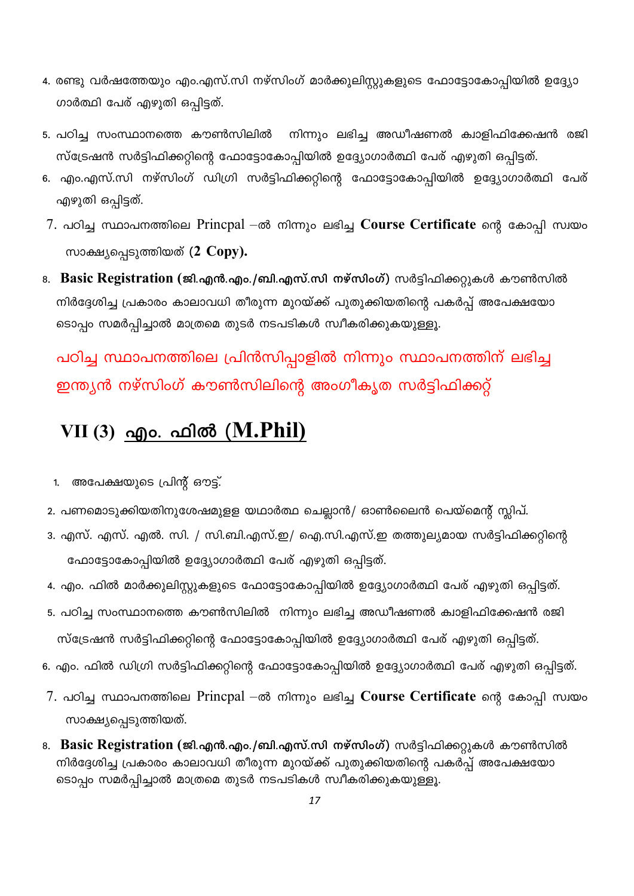4. രണ്ടു വർഷത്തേയും എം.എസ്.സി നഴ്സിംഗ് മാർക്കുലിസ്റ്റുകളുടെ ഫോട്ടോകോപ്പിയിൽ ഉദ്യോഗാർത്ഥി പേര് എഴുതി ഒപ്പിട്ടത്.
5. പഠിച്ച സംസ്ഥാനത്തെ കൗൺസിലിൽ നിന്നും ലഭിച്ച അഡീഷണൽ ക്വാളിഫിക്കേഷൻ രജിസ്ട്രേഷൻ സർട്ടിഫിക്കറ്റിന്റെ ഫോട്ടോകോപ്പിയിൽ ഉദ്യോഗാർത്ഥി പേര് എഴുതി ഒപ്പിട്ടത്.
6. എം.എസ്.സി നഴ്സിംഗ് ഡിഗ്രി സർട്ടിഫിക്കറ്റിന്റെ ഫോട്ടോകോപ്പിയിൽ ഉദ്യോഗാർത്ഥി പേര് എഴുതി ഒപ്പിട്ടത്.
7. പഠിച്ച സ്ഥാപനത്തിലെ Princpal –ൽ നിന്നും ലഭിച്ച **Course Certificate** ന്റെ കോപ്പി സ്വയം സാക്ഷ്യപ്പെടുത്തിയത് **(2 Copy).**
8. **Basic Registration (ജി.എൻ.എം./ബി.എസ്.സി നഴ്സിംഗ്)** സർട്ടിഫിക്കറ്റുകൾ കൗൺസിൽ നിർദ്ദേശിച്ച പ്രകാരം കാലാവധി തീരുന്ന മുറയ്ക്ക് പുതുക്കിയതിന്റെ പകർപ്പ് അപേക്ഷയോടൊപ്പം സമർപ്പിച്ചാൽ മാത്രമെ തുടർ നടപടികൾ സ്വീകരിക്കുകയുള്ളൂ.

പഠിച്ച സ്ഥാപനത്തിലെ പ്രിൻസിപ്പാളിൽ നിന്നും സ്ഥാപനത്തിന് ലഭിച്ച ഇന്ത്യൻ നഴ്സിംഗ് കൗൺസിലിന്റെ അംഗീകൃത സർട്ടിഫിക്കറ്റ്

## VII (3) എം. ഫിൽ (M.Phil)

1. അപേക്ഷയുടെ പ്രിന്റ് ഔട്ട്.
2. പണമൊടുക്കിയതിനുശേഷമുളള യഥാർത്ഥ ചെല്ലാൻ/ ഓൺലൈൻ പെയ്മെന്റ് സ്ലിപ്.
3. എസ്. എസ്. എൽ. സി. / സി.ബി.എസ്.ഇ/ ഐ.സി.എസ്.ഇ തത്തുല്യമായ സർട്ടിഫിക്കറ്റിന്റെ ഫോട്ടോകോപ്പിയിൽ ഉദ്യോഗാർത്ഥി പേര് എഴുതി ഒപ്പിട്ടത്.
4. എം. ഫിൽ മാർക്കുലിസ്റ്റുകളുടെ ഫോട്ടോകോപ്പിയിൽ ഉദ്യോഗാർത്ഥി പേര് എഴുതി ഒപ്പിട്ടത്.
5. പഠിച്ച സംസ്ഥാനത്തെ കൗൺസിലിൽ നിന്നും ലഭിച്ച അഡീഷണൽ ക്വാളിഫിക്കേഷൻ രജിസ്ട്രേഷൻ സർട്ടിഫിക്കറ്റിന്റെ ഫോട്ടോകോപ്പിയിൽ ഉദ്യോഗാർത്ഥി പേര് എഴുതി ഒപ്പിട്ടത്.
6. എം. ഫിൽ ഡിഗ്രി സർട്ടിഫിക്കറ്റിന്റെ ഫോട്ടോകോപ്പിയിൽ ഉദ്യോഗാർത്ഥി പേര് എഴുതി ഒപ്പിട്ടത്.
7. പഠിച്ച സ്ഥാപനത്തിലെ Princpal –ൽ നിന്നും ലഭിച്ച **Course Certificate** ന്റെ കോപ്പി സ്വയം സാക്ഷ്യപ്പെടുത്തിയത്.
8. **Basic Registration (ജി.എൻ.എം./ബി.എസ്.സി നഴ്സിംഗ്)** സർട്ടിഫിക്കറ്റുകൾ കൗൺസിൽ നിർദ്ദേശിച്ച പ്രകാരം കാലാവധി തീരുന്ന മുറയ്ക്ക് പുതുക്കിയതിന്റെ പകർപ്പ് അപേക്ഷയോടൊപ്പം സമർപ്പിച്ചാൽ മാത്രമെ തുടർ നടപടികൾ സ്വീകരിക്കുകയുള്ളൂ.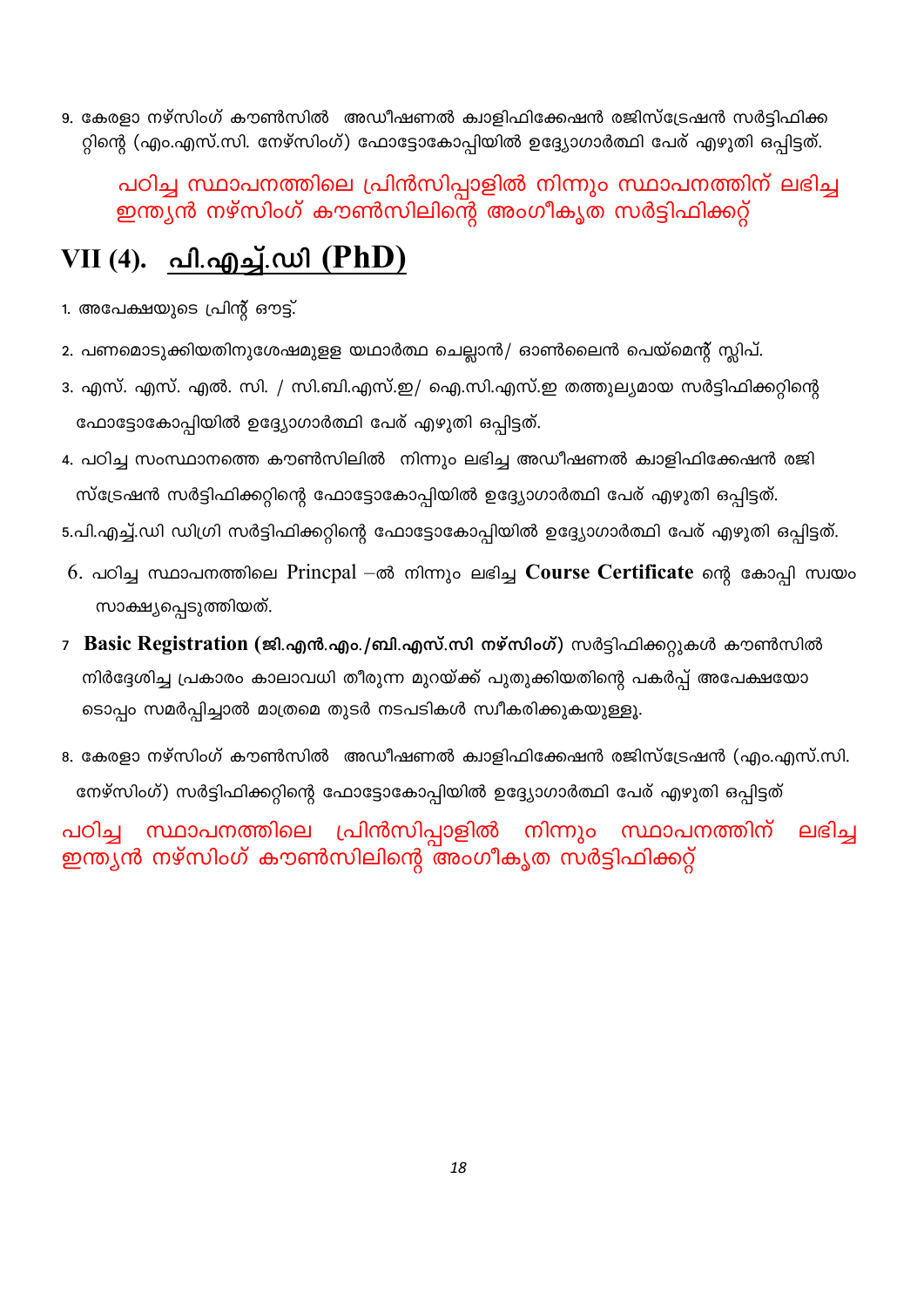9. കേരളാ നഴ്സിംഗ് കൗൺസിൽ അഡീഷണൽ ക്വാളിഫിക്കേഷൻ രജിസ്ട്രേഷൻ സർട്ടിഫിക്കറ്റിന്റെ (എം.എസ്.സി. നേഴ്സിംഗ്) ഫോട്ടോകോപ്പിയിൽ ഉദ്യോഗാർത്ഥി പേര് എഴുതി ഒപ്പിട്ടത്.

**പഠിച്ച സ്ഥാപനത്തിലെ പ്രിൻസിപ്പാളിൽ നിന്നും സ്ഥാപനത്തിന് ലഭിച്ച ഇന്ത്യൻ നഴ്സിംഗ് കൗൺസിലിന്റെ അംഗീകൃത സർട്ടിഫിക്കറ്റ്**

## VII (4). <u>പി.എച്ച്.ഡി (PhD)</u>

1. അപേക്ഷയുടെ പ്രിന്റ് ഔട്ട്.
2. പണമൊടുക്കിയതിനുശേഷമുളള യഥാർത്ഥ ചെല്ലാൻ/ ഓൺലൈൻ പെയ്മെന്റ് സ്ലിപ്.
3. എസ്. എസ്. എൽ. സി. / സി.ബി.എസ്.ഇ/ ഐ.സി.എസ്.ഇ തത്തുല്യമായ സർട്ടിഫിക്കറ്റിന്റെ ഫോട്ടോകോപ്പിയിൽ ഉദ്യോഗാർത്ഥി പേര് എഴുതി ഒപ്പിട്ടത്.
4. പഠിച്ച സംസ്ഥാനത്തെ കൗൺസിലിൽ നിന്നും ലഭിച്ച അഡീഷണൽ ക്വാളിഫിക്കേഷൻ രജിസ്ട്രേഷൻ സർട്ടിഫിക്കറ്റിന്റെ ഫോട്ടോകോപ്പിയിൽ ഉദ്യോഗാർത്ഥി പേര് എഴുതി ഒപ്പിട്ടത്.
5. പി.എച്ച്.ഡി ഡിഗ്രി സർട്ടിഫിക്കറ്റിന്റെ ഫോട്ടോകോപ്പിയിൽ ഉദ്യോഗാർത്ഥി പേര് എഴുതി ഒപ്പിട്ടത്.
6. പഠിച്ച സ്ഥാപനത്തിലെ Princpal –ൽ നിന്നും ലഭിച്ച **Course Certificate** ന്റെ കോപ്പി സ്വയം സാക്ഷ്യപ്പെടുത്തിയത്.
7. **Basic Registration (ജി.എൻ.എം./ബി.എസ്.സി നഴ്സിംഗ്)** സർട്ടിഫിക്കറ്റുകൾ കൗൺസിൽ നിർദ്ദേശിച്ച പ്രകാരം കാലാവധി തീരുന്ന മുറയ്ക്ക് പുതുക്കിയതിന്റെ പകർപ്പ് അപേക്ഷയോടൊപ്പം സമർപ്പിച്ചാൽ മാത്രമെ തുടർ നടപടികൾ സ്വീകരിക്കുകയുള്ളൂ.
8. കേരളാ നഴ്സിംഗ് കൗൺസിൽ അഡീഷണൽ ക്വാളിഫിക്കേഷൻ രജിസ്ട്രേഷൻ (എം.എസ്.സി. നേഴ്സിംഗ്) സർട്ടിഫിക്കറ്റിന്റെ ഫോട്ടോകോപ്പിയിൽ ഉദ്യോഗാർത്ഥി പേര് എഴുതി ഒപ്പിട്ടത്

**പഠിച്ച സ്ഥാപനത്തിലെ പ്രിൻസിപ്പാളിൽ നിന്നും സ്ഥാപനത്തിന് ലഭിച്ച ഇന്ത്യൻ നഴ്സിംഗ് കൗൺസിലിന്റെ അംഗീകൃത സർട്ടിഫിക്കറ്റ്**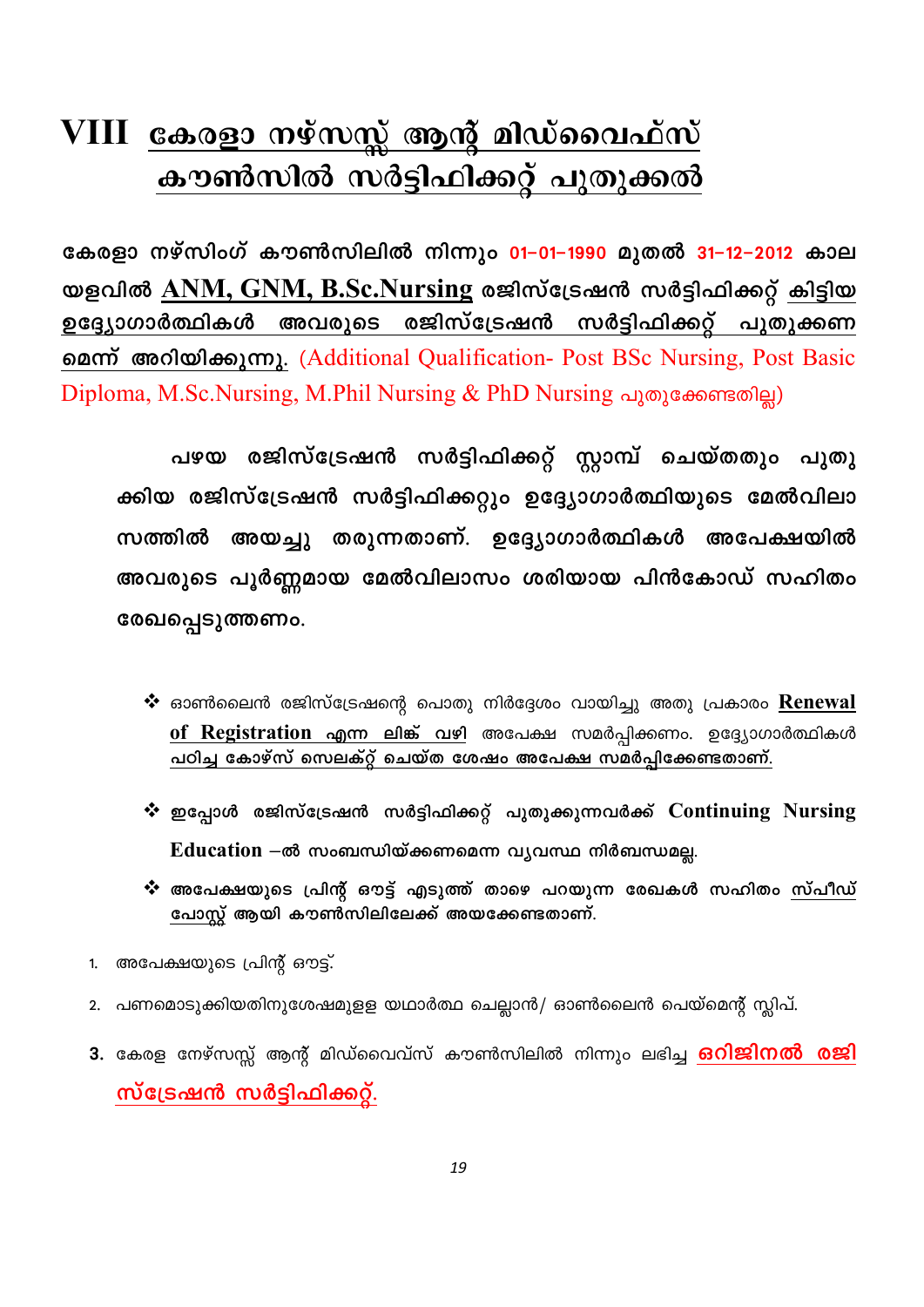# VIII <u>കേരളാ നഴ്സസ്സ് ആന്റ് മിഡ്വൈഫ്സ് കൗൺസിൽ സർട്ടിഫിക്കറ്റ് പുതുക്കൽ</u>

**കേരളാ നഴ്സിംഗ് കൗൺസിലിൽ നിന്നും 01-01-1990 മുതൽ 31-12-2012 കാലയളവിൽ <u>ANM, GNM, B.Sc.Nursing</u> രജിസ്ട്രേഷൻ സർട്ടിഫിക്കറ്റ് <u>കിട്ടിയ ഉദ്യോഗാർത്ഥികൾ അവരുടെ രജിസ്ട്രേഷൻ സർട്ടിഫിക്കറ്റ് പുതുക്കണമെന്ന് അറിയിക്കുന്നു</u>.** (Additional Qualification- Post BSc Nursing, Post Basic Diploma, M.Sc.Nursing, M.Phil Nursing & PhD Nursing പുതുക്കേണ്ടതില്ല)

**പഴയ രജിസ്ട്രേഷൻ സർട്ടിഫിക്കറ്റ് സ്റ്റാമ്പ് ചെയ്തതും പുതുക്കിയ രജിസ്ട്രേഷൻ സർട്ടിഫിക്കറ്റും ഉദ്യോഗാർത്ഥിയുടെ മേൽവിലാസത്തിൽ അയച്ചു തരുന്നതാണ്. ഉദ്യോഗാർത്ഥികൾ അപേക്ഷയിൽ അവരുടെ പൂർണ്ണമായ മേൽവിലാസം ശരിയായ പിൻകോഡ് സഹിതം രേഖപ്പെടുത്തണം.**

- ഓൺലൈൻ രജിസ്ട്രേഷന്റെ പൊതു നിർദ്ദേശം വായിച്ചു അതു പ്രകാരം **<u>Renewal of Registration</u>** <u>എന്ന ലിങ്ക് വഴി</u> അപേക്ഷ സമർപ്പിക്കണം. ഉദ്യോഗാർത്ഥികൾ <u>**പഠിച്ച കോഴ്സ് സെലക്റ്റ് ചെയ്ത ശേഷം അപേക്ഷ സമർപ്പിക്കേണ്ടതാണ്.**</u>
- **ഇപ്പോൾ രജിസ്ട്രേഷൻ സർട്ടിഫിക്കറ്റ് പുതുക്കുന്നവർക്ക് Continuing Nursing Education –ൽ സംബന്ധിയ്ക്കണമെന്ന വ്യവസ്ഥ നിർബന്ധമല്ല.**
- **അപേക്ഷയുടെ പ്രിന്റ് ഔട്ട് എടുത്ത് താഴെ പറയുന്ന രേഖകൾ സഹിതം <u>സ്പീഡ് പോസ്റ്റ്</u> ആയി കൗൺസിലിലേക്ക് അയക്കേണ്ടതാണ്.**

1. അപേക്ഷയുടെ പ്രിന്റ് ഔട്ട്.
2. പണമൊടുക്കിയതിനുശേഷമുളള യഥാർത്ഥ ചെല്ലാൻ/ ഓൺലൈൻ പെയ്മെന്റ് സ്ലിപ്.
3. കേരള നേഴ്സസ്സ് ആന്റ് മിഡ്വൈവ്സ് കൗൺസിലിൽ നിന്നും ലഭിച്ച **<u>ഒറിജിനൽ രജിസ്ട്രേഷൻ സർട്ടിഫിക്കറ്റ്.</u>**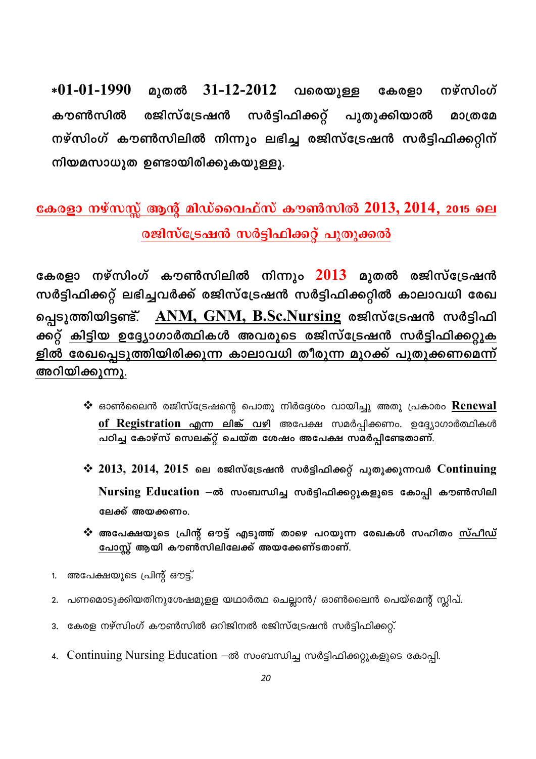*01-01-1990 മുതൽ 31-12-2012 വരെയുള്ള കേരളാ നഴ്സിംഗ് കൗൺസിൽ രജിസ്ട്രേഷൻ സർട്ടിഫിക്കറ്റ് പുതുക്കിയാൽ മാത്രമേ നഴ്സിംഗ് കൗൺസിലിൽ നിന്നും ലഭിച്ച രജിസ്ട്രേഷൻ സർട്ടിഫിക്കറ്റിന് നിയമസാധുത ഉണ്ടായിരിക്കുകയുള്ളൂ.

## കേരളാ നഴ്സസ്സ് ആന്റ് മിഡ്വൈഫ്സ് കൗൺസിൽ 2013, 2014, 2015 ലെ രജിസ്ട്രേഷൻ സർട്ടിഫിക്കറ്റ് പുതുക്കൽ

**കേരളാ നഴ്സിംഗ് കൗൺസിലിൽ നിന്നും 2013 മുതൽ രജിസ്ട്രേഷൻ സർട്ടിഫിക്കറ്റ് ലഭിച്ചവർക്ക് രജിസ്ട്രേഷൻ സർട്ടിഫിക്കറ്റിൽ കാലാവധി രേഖപ്പെടുത്തിയിട്ടണ്ട്. ANM, GNM, B.Sc.Nursing രജിസ്ട്രേഷൻ സർട്ടിഫിക്കറ്റ് കിട്ടിയ ഉദ്യോഗാർത്ഥികൾ അവരുടെ രജിസ്ട്രേഷൻ സർട്ടിഫിക്കറ്റുകളിൽ രേഖപ്പെടുത്തിയിരിക്കുന്ന കാലാവധി തീരുന്ന മുറക്ക് പുതുക്കണമെന്ന് അറിയിക്കുന്നു.**

- ഓൺലൈൻ രജിസ്ട്രേഷന്റെ പൊതു നിർദ്ദേശം വായിച്ചു അതു പ്രകാരം **Renewal of Registration** എന്ന ലിങ്ക് വഴി അപേക്ഷ സമർപ്പിക്കണം. ഉദ്യോഗാർത്ഥികൾ പഠിച്ച കോഴ്സ് സെലക്റ്റ് ചെയ്ത ശേഷം അപേക്ഷ സമർപ്പിക്കേണ്ടതാണ്.
- **2013, 2014, 2015 ലെ രജിസ്ട്രേഷൻ സർട്ടിഫിക്കറ്റ് പുതുക്കുന്നവർ Continuing Nursing Education –ൽ സംബന്ധിച്ച സർട്ടിഫിക്കറ്റുകളുടെ കോപ്പി കൗൺസിലിലേക്ക് അയക്കണം.**
- **അപേക്ഷയുടെ പ്രിന്റ് ഔട്ട് എടുത്ത് താഴെ പറയുന്ന രേഖകൾ സഹിതം സ്പീഡ് പോസ്റ്റ് ആയി കൗൺസിലിലേക്ക് അയക്കേണ്ടതാണ്.**

1. അപേക്ഷയുടെ പ്രിന്റ് ഔട്ട്.
2. പണമൊടുക്കിയതിനുശേഷമുളള യഥാർത്ഥ ചെല്ലാൻ/ ഓൺലൈൻ പെയ്മെന്റ് സ്ലിപ്.
3. കേരള നഴ്സിംഗ് കൗൺസിൽ ഒറിജിനൽ രജിസ്ട്രേഷൻ സർട്ടിഫിക്കറ്റ്.
4. Continuing Nursing Education –ൽ സംബന്ധിച്ച സർട്ടിഫിക്കറ്റുകളുടെ കോപ്പി.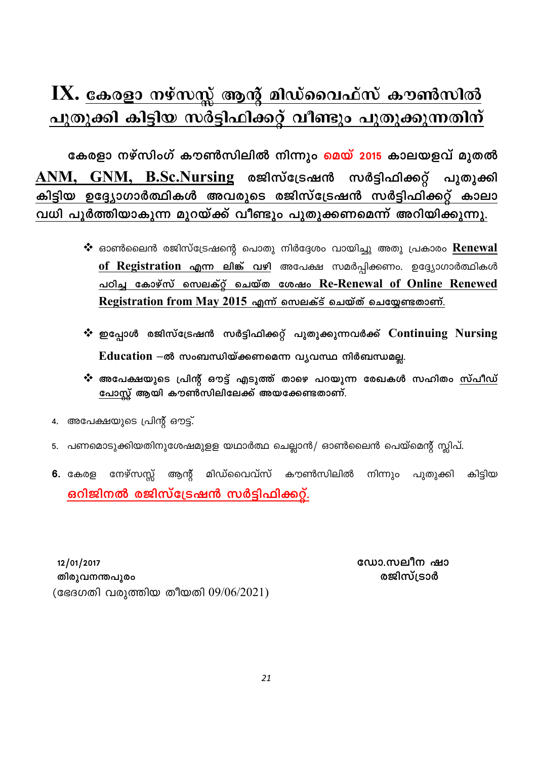# IX. കേരളാ നഴ്സസ്സ് ആന്റ് മിഡ്‌വൈഫ്സ് കൗൺസിൽ പുതുക്കി കിട്ടിയ സർട്ടിഫിക്കറ്റ് വീണ്ടും പുതുക്കുന്നതിന്

**കേരളാ നഴ്സിംഗ് കൗൺസിലിൽ നിന്നും മെയ് 2015 കാലയളവ് മുതൽ ANM, GNM, B.Sc.Nursing രജിസ്ട്രേഷൻ സർട്ടിഫിക്കറ്റ് പുതുക്കി കിട്ടിയ ഉദ്യോഗാർത്ഥികൾ അവരുടെ രജിസ്ട്രേഷൻ സർട്ടിഫിക്കറ്റ് കാലാവധി പൂർത്തിയാകുന്ന മുറയ്ക്ക് വീണ്ടും പുതുക്കണമെന്ന് അറിയിക്കുന്നു.**

- ഓൺലൈൻ രജിസ്ട്രേഷന്റെ പൊതു നിർദ്ദേശം വായിച്ചു അതു പ്രകാരം **Renewal of Registration എന്ന ലിങ്ക് വഴി** അപേക്ഷ സമർപ്പിക്കണം. ഉദ്യോഗാർത്ഥികൾ **പഠിച്ച കോഴ്സ് സെലക്റ്റ് ചെയ്ത ശേഷം Re-Renewal of Online Renewed Registration from May 2015 എന്ന് സെലക്ട് ചെയ്ത് ചെയ്യേണ്ടതാണ്.**
- **ഇപ്പോൾ രജിസ്ട്രേഷൻ സർട്ടിഫിക്കറ്റ് പുതുക്കുന്നവർക്ക് Continuing Nursing Education –ൽ സംബന്ധിയ്ക്കണമെന്ന വ്യവസ്ഥ നിർബന്ധമല്ല.**
- **അപേക്ഷയുടെ പ്രിന്റ് ഔട്ട് എടുത്ത് താഴെ പറയുന്ന രേഖകൾ സഹിതം സ്പീഡ് പോസ്റ്റ് ആയി കൗൺസിലിലേക്ക് അയക്കേണ്ടതാണ്.**

4. അപേക്ഷയുടെ പ്രിന്റ് ഔട്ട്.
5. പണമൊടുക്കിയതിനുശേഷമുളള യഥാർത്ഥ ചെല്ലാൻ/ ഓൺലൈൻ പെയ്മെന്റ് സ്ലിപ്.
6. കേരള നേഴ്സസ്സ് ആന്റ് മിഡ്‌വൈവ്സ് കൗൺസിലിൽ നിന്നും പുതുക്കി കിട്ടിയ **ഒറിജിനൽ രജിസ്ട്രേഷൻ സർട്ടിഫിക്കറ്റ്.**

**12/01/2017**
**തിരുവനന്തപുരം**
(ഭേദഗതി വരുത്തിയ തീയതി 09/06/2021)

**ഡോ.സലീന ഷാ**
**രജിസ്ട്രാർ**